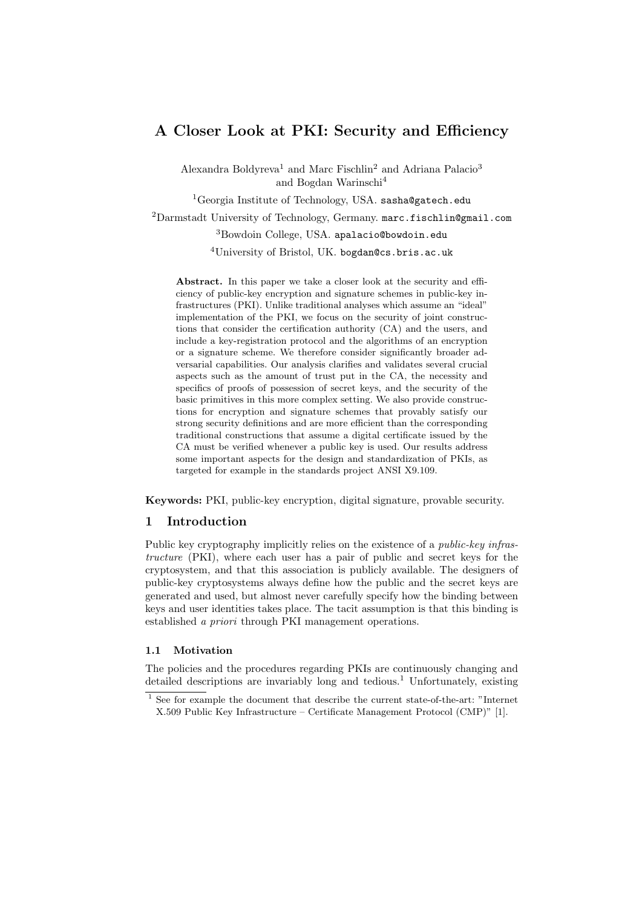# A Closer Look at PKI: Security and Efficiency

Alexandra Boldyreva[1] and Marc Fischlin[2] and Adriana Palacio[3] and Bogdan Warinschi[4]

[1]Georgia Institute of Technology, USA. sasha@gatech.edu

[2]Darmstadt University of Technology, Germany. marc.fischlin@gmail.com

[3]Bowdoin College, USA. apalacio@bowdoin.edu

[4]University of Bristol, UK. bogdan@cs.bris.ac.uk

**Abstract.** In this paper we take a closer look at the security and efficiency of public-key encryption and signature schemes in public-key infrastructures (PKI). Unlike traditional analyses which assume an "ideal" implementation of the PKI, we focus on the security of joint constructions that consider the certification authority (CA) and the users, and include a key-registration protocol and the algorithms of an encryption or a signature scheme. We therefore consider significantly broader adversarial capabilities. Our analysis clarifies and validates several crucial aspects such as the amount of trust put in the CA, the necessity and specifics of proofs of possession of secret keys, and the security of the basic primitives in this more complex setting. We also provide constructions for encryption and signature schemes that provably satisfy our strong security definitions and are more efficient than the corresponding traditional constructions that assume a digital certificate issued by the CA must be verified whenever a public key is used. Our results address some important aspects for the design and standardization of PKIs, as targeted for example in the standards project ANSI X9.109.

**Keywords:** PKI, public-key encryption, digital signature, provable security.

## 1 Introduction

Public key cryptography implicitly relies on the existence of a *public-key infrastructure* (PKI), where each user has a pair of public and secret keys for the cryptosystem, and that this association is publicly available. The designers of public-key cryptosystems always define how the public and the secret keys are generated and used, but almost never carefully specify how the binding between keys and user identities takes place. The tacit assumption is that this binding is established *a priori* through PKI management operations.

### 1.1 Motivation

The policies and the procedures regarding PKIs are continuously changing and detailed descriptions are invariably long and tedious.[1] Unfortunately, existing

[1] See for example the document that describe the current state-of-the-art: "Internet X.509 Public Key Infrastructure – Certificate Management Protocol (CMP)" [1].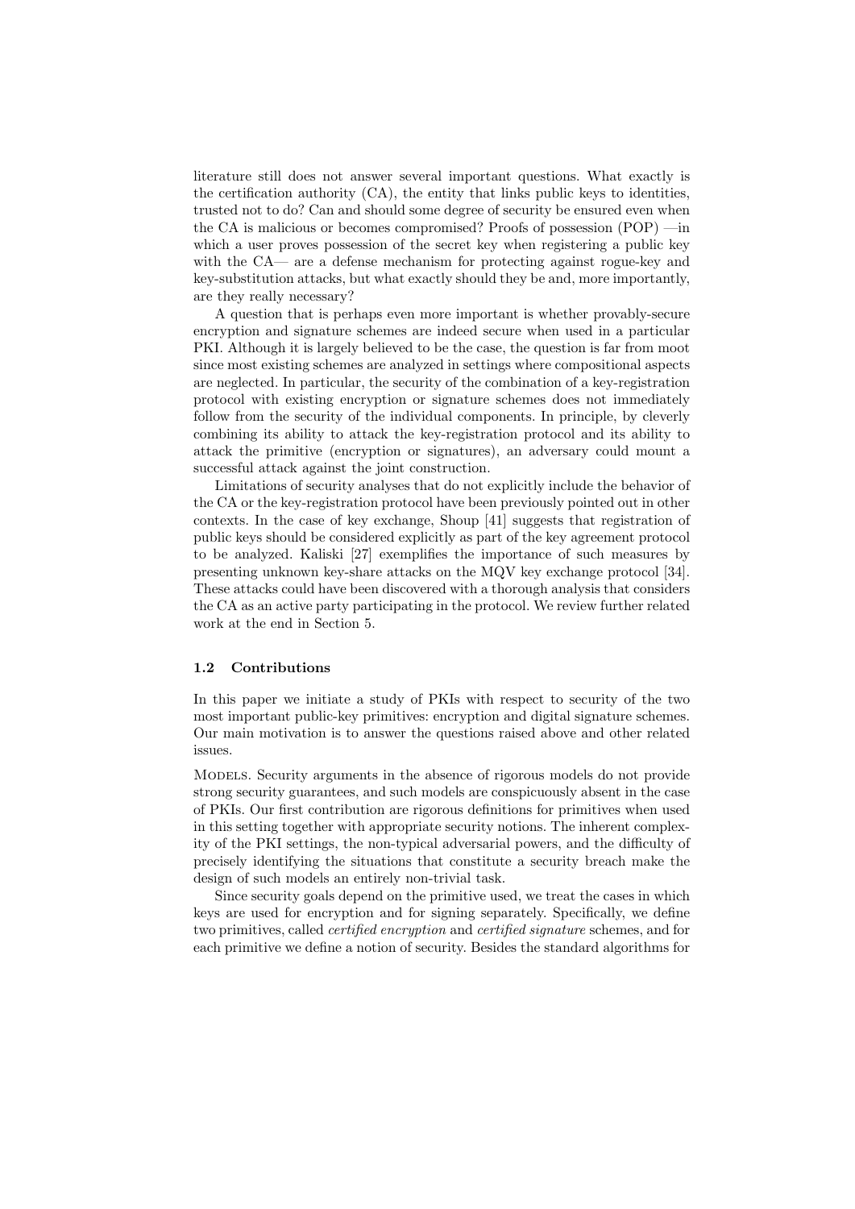literature still does not answer several important questions. What exactly is the certification authority (CA), the entity that links public keys to identities, trusted not to do? Can and should some degree of security be ensured even when the CA is malicious or becomes compromised? Proofs of possession (POP) —in which a user proves possession of the secret key when registering a public key with the CA— are a defense mechanism for protecting against rogue-key and key-substitution attacks, but what exactly should they be and, more importantly, are they really necessary?

A question that is perhaps even more important is whether provably-secure encryption and signature schemes are indeed secure when used in a particular PKI. Although it is largely believed to be the case, the question is far from moot since most existing schemes are analyzed in settings where compositional aspects are neglected. In particular, the security of the combination of a key-registration protocol with existing encryption or signature schemes does not immediately follow from the security of the individual components. In principle, by cleverly combining its ability to attack the key-registration protocol and its ability to attack the primitive (encryption or signatures), an adversary could mount a successful attack against the joint construction.

Limitations of security analyses that do not explicitly include the behavior of the CA or the key-registration protocol have been previously pointed out in other contexts. In the case of key exchange, Shoup [41] suggests that registration of public keys should be considered explicitly as part of the key agreement protocol to be analyzed. Kaliski [27] exemplifies the importance of such measures by presenting unknown key-share attacks on the MQV key exchange protocol [34]. These attacks could have been discovered with a thorough analysis that considers the CA as an active party participating in the protocol. We review further related work at the end in Section 5.

### 1.2 Contributions

In this paper we initiate a study of PKIs with respect to security of the two most important public-key primitives: encryption and digital signature schemes. Our main motivation is to answer the questions raised above and other related issues.

Models. Security arguments in the absence of rigorous models do not provide strong security guarantees, and such models are conspicuously absent in the case of PKIs. Our first contribution are rigorous definitions for primitives when used in this setting together with appropriate security notions. The inherent complexity of the PKI settings, the non-typical adversarial powers, and the difficulty of precisely identifying the situations that constitute a security breach make the design of such models an entirely non-trivial task.

Since security goals depend on the primitive used, we treat the cases in which keys are used for encryption and for signing separately. Specifically, we define two primitives, called *certified encryption* and *certified signature* schemes, and for each primitive we define a notion of security. Besides the standard algorithms for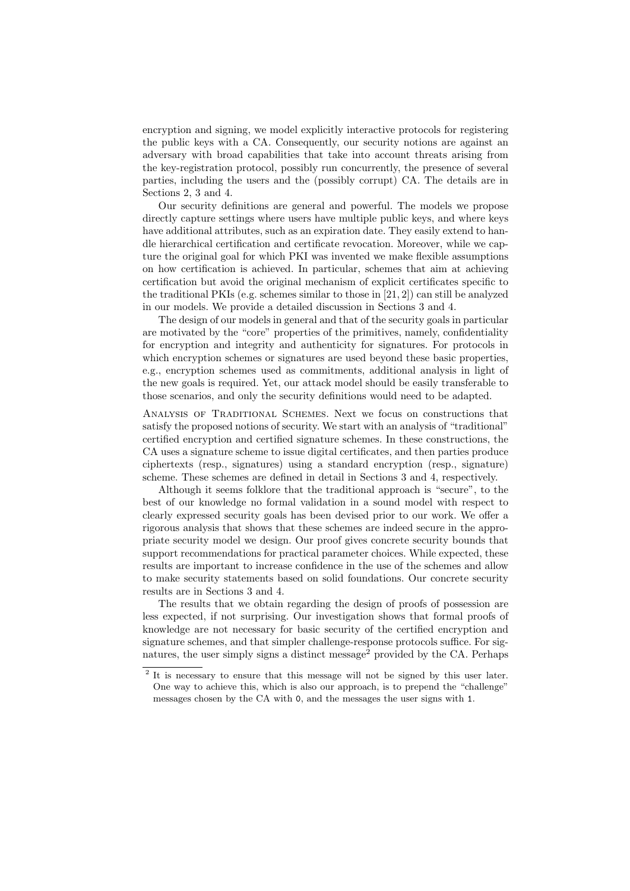encryption and signing, we model explicitly interactive protocols for registering the public keys with a CA. Consequently, our security notions are against an adversary with broad capabilities that take into account threats arising from the key-registration protocol, possibly run concurrently, the presence of several parties, including the users and the (possibly corrupt) CA. The details are in Sections 2, 3 and 4.

Our security definitions are general and powerful. The models we propose directly capture settings where users have multiple public keys, and where keys have additional attributes, such as an expiration date. They easily extend to handle hierarchical certification and certificate revocation. Moreover, while we capture the original goal for which PKI was invented we make flexible assumptions on how certification is achieved. In particular, schemes that aim at achieving certification but avoid the original mechanism of explicit certificates specific to the traditional PKIs (e.g. schemes similar to those in [21, 2]) can still be analyzed in our models. We provide a detailed discussion in Sections 3 and 4.

The design of our models in general and that of the security goals in particular are motivated by the "core" properties of the primitives, namely, confidentiality for encryption and integrity and authenticity for signatures. For protocols in which encryption schemes or signatures are used beyond these basic properties, e.g., encryption schemes used as commitments, additional analysis in light of the new goals is required. Yet, our attack model should be easily transferable to those scenarios, and only the security definitions would need to be adapted.

Analysis of Traditional Schemes. Next we focus on constructions that satisfy the proposed notions of security. We start with an analysis of "traditional" certified encryption and certified signature schemes. In these constructions, the CA uses a signature scheme to issue digital certificates, and then parties produce ciphertexts (resp., signatures) using a standard encryption (resp., signature) scheme. These schemes are defined in detail in Sections 3 and 4, respectively.

Although it seems folklore that the traditional approach is "secure", to the best of our knowledge no formal validation in a sound model with respect to clearly expressed security goals has been devised prior to our work. We offer a rigorous analysis that shows that these schemes are indeed secure in the appropriate security model we design. Our proof gives concrete security bounds that support recommendations for practical parameter choices. While expected, these results are important to increase confidence in the use of the schemes and allow to make security statements based on solid foundations. Our concrete security results are in Sections 3 and 4.

The results that we obtain regarding the design of proofs of possession are less expected, if not surprising. Our investigation shows that formal proofs of knowledge are not necessary for basic security of the certified encryption and signature schemes, and that simpler challenge-response protocols suffice. For signatures, the user simply signs a distinct message[2] provided by the CA. Perhaps

[2] It is necessary to ensure that this message will not be signed by this user later. One way to achieve this, which is also our approach, is to prepend the "challenge" messages chosen by the CA with `0`, and the messages the user signs with `1`.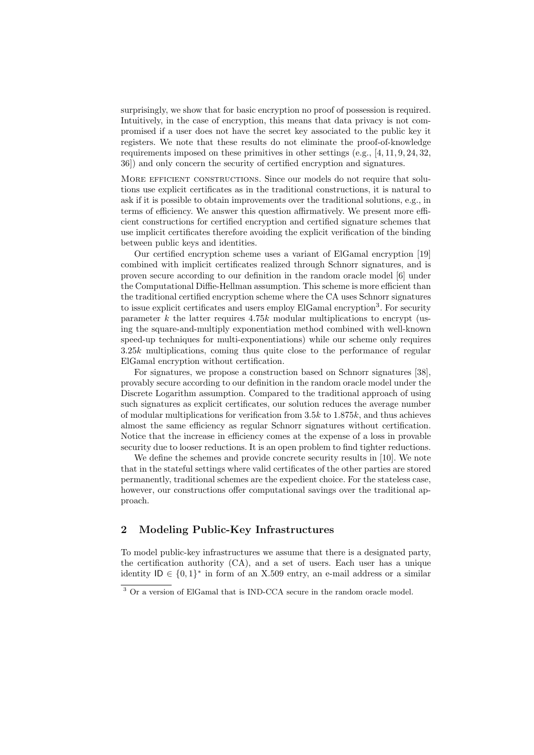surprisingly, we show that for basic encryption no proof of possession is required. Intuitively, in the case of encryption, this means that data privacy is not compromised if a user does not have the secret key associated to the public key it registers. We note that these results do not eliminate the proof-of-knowledge requirements imposed on these primitives in other settings (e.g., [4, 11, 9, 24, 32, 36]) and only concern the security of certified encryption and signatures.

More efficient constructions. Since our models do not require that solutions use explicit certificates as in the traditional constructions, it is natural to ask if it is possible to obtain improvements over the traditional solutions, e.g., in terms of efficiency. We answer this question affirmatively. We present more efficient constructions for certified encryption and certified signature schemes that use implicit certificates therefore avoiding the explicit verification of the binding between public keys and identities.

Our certified encryption scheme uses a variant of ElGamal encryption [19] combined with implicit certificates realized through Schnorr signatures, and is proven secure according to our definition in the random oracle model [6] under the Computational Diffie-Hellman assumption. This scheme is more efficient than the traditional certified encryption scheme where the CA uses Schnorr signatures to issue explicit certificates and users employ ElGamal encryption[3]. For security parameter $k$ the latter requires $4.75k$ modular multiplications to encrypt (using the square-and-multiply exponentiation method combined with well-known speed-up techniques for multi-exponentiations) while our scheme only requires $3.25k$ multiplications, coming thus quite close to the performance of regular ElGamal encryption without certification.

For signatures, we propose a construction based on Schnorr signatures [38], provably secure according to our definition in the random oracle model under the Discrete Logarithm assumption. Compared to the traditional approach of using such signatures as explicit certificates, our solution reduces the average number of modular multiplications for verification from $3.5k$ to $1.875k$, and thus achieves almost the same efficiency as regular Schnorr signatures without certification. Notice that the increase in efficiency comes at the expense of a loss in provable security due to looser reductions. It is an open problem to find tighter reductions.

We define the schemes and provide concrete security results in [10]. We note that in the stateful settings where valid certificates of the other parties are stored permanently, traditional schemes are the expedient choice. For the stateless case, however, our constructions offer computational savings over the traditional approach.

## 2 Modeling Public-Key Infrastructures

To model public-key infrastructures we assume that there is a designated party, the certification authority (CA), and a set of users. Each user has a unique identity $\mathsf{ID} \in \{0,1\}^*$ in form of an X.509 entry, an e-mail address or a similar

[3] Or a version of ElGamal that is IND-CCA secure in the random oracle model.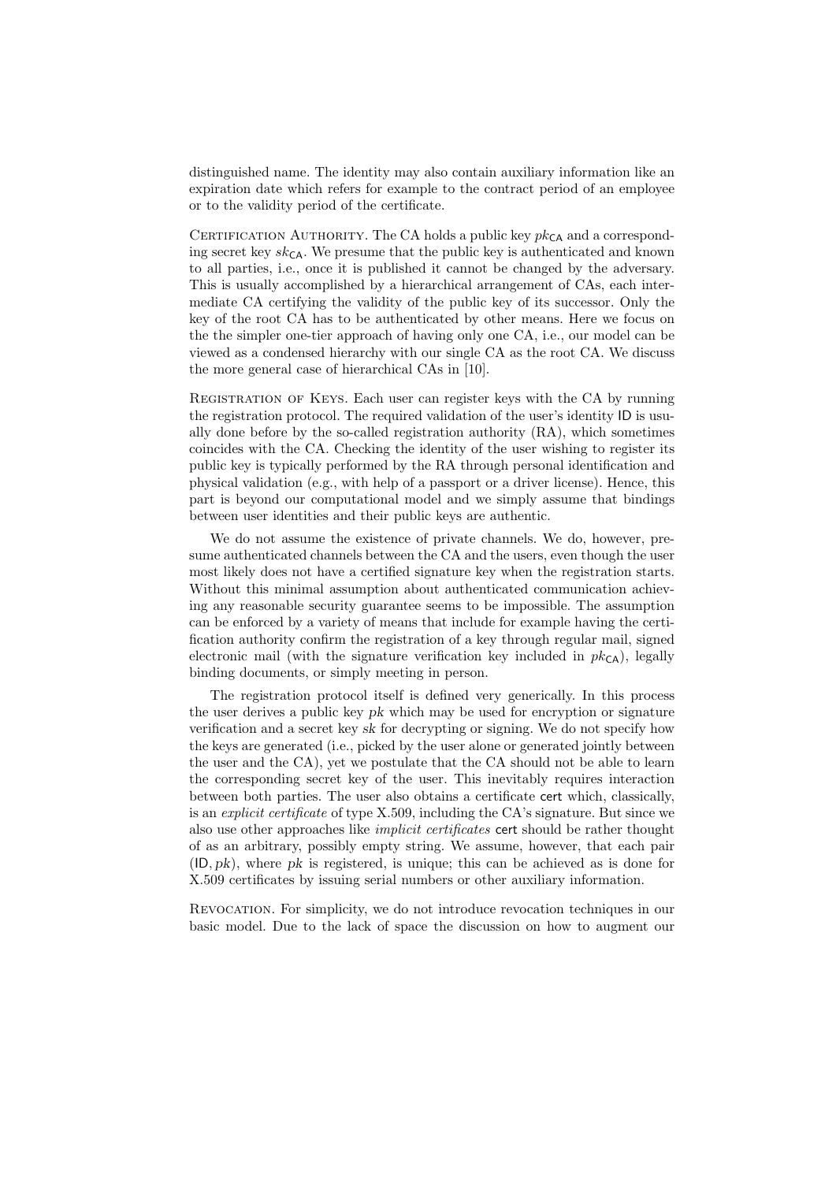distinguished name. The identity may also contain auxiliary information like an expiration date which refers for example to the contract period of an employee or to the validity period of the certificate.

Certification Authority. The CA holds a public key $pk_{\mathsf{CA}}$ and a corresponding secret key $sk_{\mathsf{CA}}$. We presume that the public key is authenticated and known to all parties, i.e., once it is published it cannot be changed by the adversary. This is usually accomplished by a hierarchical arrangement of CAs, each intermediate CA certifying the validity of the public key of its successor. Only the key of the root CA has to be authenticated by other means. Here we focus on the the simpler one-tier approach of having only one CA, i.e., our model can be viewed as a condensed hierarchy with our single CA as the root CA. We discuss the more general case of hierarchical CAs in [10].

Registration of Keys. Each user can register keys with the CA by running the registration protocol. The required validation of the user's identity $\mathsf{ID}$ is usually done before by the so-called registration authority (RA), which sometimes coincides with the CA. Checking the identity of the user wishing to register its public key is typically performed by the RA through personal identification and physical validation (e.g., with help of a passport or a driver license). Hence, this part is beyond our computational model and we simply assume that bindings between user identities and their public keys are authentic.

We do not assume the existence of private channels. We do, however, presume authenticated channels between the CA and the users, even though the user most likely does not have a certified signature key when the registration starts. Without this minimal assumption about authenticated communication achieving any reasonable security guarantee seems to be impossible. The assumption can be enforced by a variety of means that include for example having the certification authority confirm the registration of a key through regular mail, signed electronic mail (with the signature verification key included in $pk_{\mathsf{CA}}$), legally binding documents, or simply meeting in person.

The registration protocol itself is defined very generically. In this process the user derives a public key $pk$ which may be used for encryption or signature verification and a secret key $sk$ for decrypting or signing. We do not specify how the keys are generated (i.e., picked by the user alone or generated jointly between the user and the CA), yet we postulate that the CA should not be able to learn the corresponding secret key of the user. This inevitably requires interaction between both parties. The user also obtains a certificate $\mathsf{cert}$ which, classically, is an *explicit certificate* of type X.509, including the CA's signature. But since we also use other approaches like *implicit certificates* $\mathsf{cert}$ should be rather thought of as an arbitrary, possibly empty string. We assume, however, that each pair $(\mathsf{ID}, pk)$, where $pk$ is registered, is unique; this can be achieved as is done for X.509 certificates by issuing serial numbers or other auxiliary information.

Revocation. For simplicity, we do not introduce revocation techniques in our basic model. Due to the lack of space the discussion on how to augment our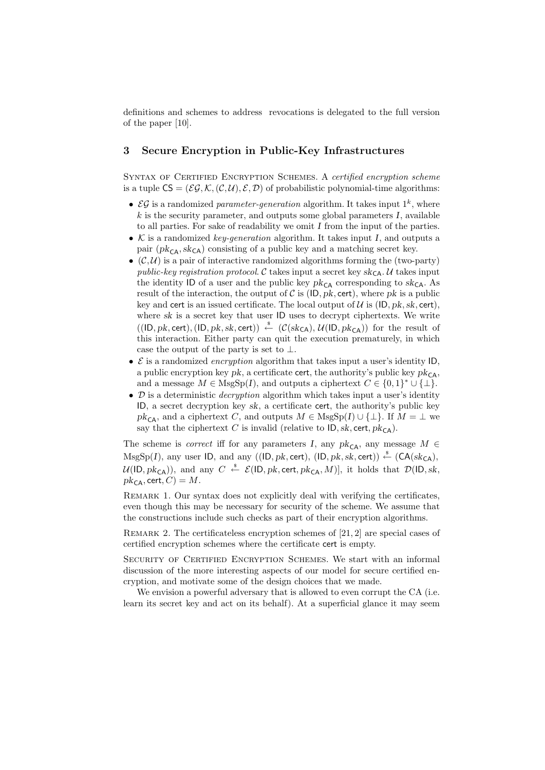definitions and schemes to address revocations is delegated to the full version of the paper [10].

## 3 Secure Encryption in Public-Key Infrastructures

Syntax of Certified Encryption Schemes. A *certified encryption scheme* is a tuple $\mathsf{CS} = (\mathcal{EG}, \mathcal{K}, (\mathcal{C}, \mathcal{U}), \mathcal{E}, \mathcal{D})$ of probabilistic polynomial-time algorithms:

- $\mathcal{EG}$ is a randomized *parameter-generation* algorithm. It takes input $1^k$, where $k$ is the security parameter, and outputs some global parameters $I$, available to all parties. For sake of readability we omit $I$ from the input of the parties.
- $\mathcal{K}$ is a randomized *key-generation* algorithm. It takes input $I$, and outputs a pair $(pk_{\mathsf{CA}}, sk_{\mathsf{CA}})$ consisting of a public key and a matching secret key.
- $(\mathcal{C}, \mathcal{U})$ is a pair of interactive randomized algorithms forming the (two-party) *public-key registration protocol*. $\mathcal{C}$ takes input a secret key $sk_{\mathsf{CA}}$. $\mathcal{U}$ takes input the identity $\mathsf{ID}$ of a user and the public key $pk_{\mathsf{CA}}$ corresponding to $sk_{\mathsf{CA}}$. As result of the interaction, the output of $\mathcal{C}$ is $(\mathsf{ID}, pk, \mathsf{cert})$, where $pk$ is a public key and $\mathsf{cert}$ is an issued certificate. The local output of $\mathcal{U}$ is $(\mathsf{ID}, pk, sk, \mathsf{cert})$, where $sk$ is a secret key that user $\mathsf{ID}$ uses to decrypt ciphertexts. We write $((\mathsf{ID}, pk, \mathsf{cert}), (\mathsf{ID}, pk, sk, \mathsf{cert})) \xleftarrow{\$} (\mathcal{C}(sk_{\mathsf{CA}}), \mathcal{U}(\mathsf{ID}, pk_{\mathsf{CA}}))$ for the result of this interaction. Either party can quit the execution prematurely, in which case the output of the party is set to $\perp$.
- $\mathcal{E}$ is a randomized *encryption* algorithm that takes input a user's identity $\mathsf{ID}$, a public encryption key $pk$, a certificate $\mathsf{cert}$, the authority's public key $pk_{\mathsf{CA}}$, and a message $M \in \mathrm{MsgSp}(I)$, and outputs a ciphertext $C \in \{0,1\}^* \cup \{\perp\}$.
- $\mathcal{D}$ is a deterministic *decryption* algorithm which takes input a user's identity $\mathsf{ID}$, a secret decryption key $sk$, a certificate $\mathsf{cert}$, the authority's public key $pk_{\mathsf{CA}}$, and a ciphertext $C$, and outputs $M \in \mathrm{MsgSp}(I) \cup \{\perp\}$. If $M = \perp$ we say that the ciphertext $C$ is invalid (relative to $\mathsf{ID}, sk, \mathsf{cert}, pk_{\mathsf{CA}}$).

The scheme is *correct* iff for any parameters $I$, any $pk_{\mathsf{CA}}$, any message $M \in \mathrm{MsgSp}(I)$, any user $\mathsf{ID}$, and any $((\mathsf{ID}, pk, \mathsf{cert}), (\mathsf{ID}, pk, sk, \mathsf{cert})) \xleftarrow{\$} (\mathsf{CA}(sk_{\mathsf{CA}}), \mathcal{U}(\mathsf{ID}, pk_{\mathsf{CA}}))$, and any $C \xleftarrow{\$} \mathcal{E}(\mathsf{ID}, pk, \mathsf{cert}, pk_{\mathsf{CA}}, M)]$, it holds that $\mathcal{D}(\mathsf{ID}, sk, pk_{\mathsf{CA}}, \mathsf{cert}, C) = M$.

Remark 1. Our syntax does not explicitly deal with verifying the certificates, even though this may be necessary for security of the scheme. We assume that the constructions include such checks as part of their encryption algorithms.

Remark 2. The certificateless encryption schemes of [21, 2] are special cases of certified encryption schemes where the certificate $\mathsf{cert}$ is empty.

Security of Certified Encryption Schemes. We start with an informal discussion of the more interesting aspects of our model for secure certified encryption, and motivate some of the design choices that we made.

We envision a powerful adversary that is allowed to even corrupt the CA (i.e. learn its secret key and act on its behalf). At a superficial glance it may seem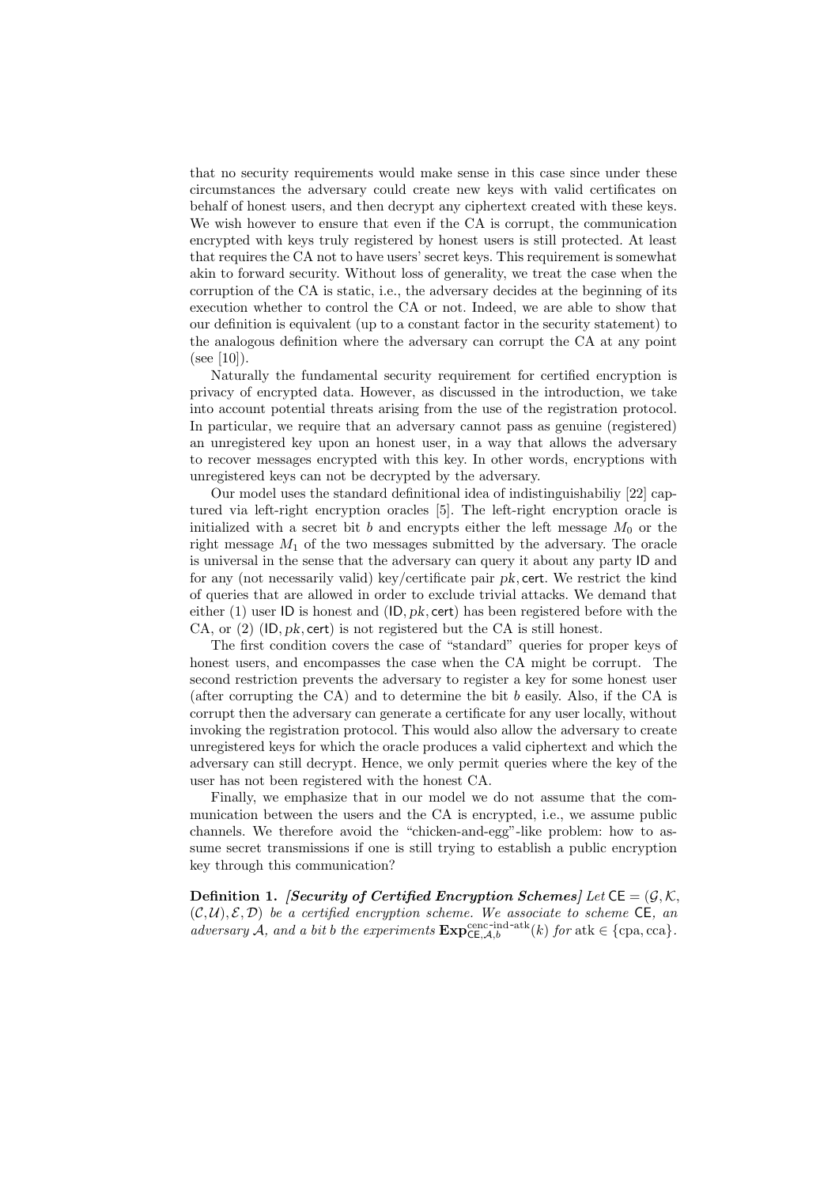that no security requirements would make sense in this case since under these circumstances the adversary could create new keys with valid certificates on behalf of honest users, and then decrypt any ciphertext created with these keys. We wish however to ensure that even if the CA is corrupt, the communication encrypted with keys truly registered by honest users is still protected. At least that requires the CA not to have users' secret keys. This requirement is somewhat akin to forward security. Without loss of generality, we treat the case when the corruption of the CA is static, i.e., the adversary decides at the beginning of its execution whether to control the CA or not. Indeed, we are able to show that our definition is equivalent (up to a constant factor in the security statement) to the analogous definition where the adversary can corrupt the CA at any point (see [10]).

Naturally the fundamental security requirement for certified encryption is privacy of encrypted data. However, as discussed in the introduction, we take into account potential threats arising from the use of the registration protocol. In particular, we require that an adversary cannot pass as genuine (registered) an unregistered key upon an honest user, in a way that allows the adversary to recover messages encrypted with this key. In other words, encryptions with unregistered keys can not be decrypted by the adversary.

Our model uses the standard definitional idea of indistinguishabiliy [22] captured via left-right encryption oracles [5]. The left-right encryption oracle is initialized with a secret bit $b$ and encrypts either the left message $M_0$ or the right message $M_1$ of the two messages submitted by the adversary. The oracle is universal in the sense that the adversary can query it about any party $\mathsf{ID}$ and for any (not necessarily valid) key/certificate pair $pk, \mathsf{cert}$. We restrict the kind of queries that are allowed in order to exclude trivial attacks. We demand that either (1) user $\mathsf{ID}$ is honest and $(\mathsf{ID}, pk, \mathsf{cert})$ has been registered before with the CA, or (2) $(\mathsf{ID}, pk, \mathsf{cert})$ is not registered but the CA is still honest.

The first condition covers the case of "standard" queries for proper keys of honest users, and encompasses the case when the CA might be corrupt. The second restriction prevents the adversary to register a key for some honest user (after corrupting the CA) and to determine the bit $b$ easily. Also, if the CA is corrupt then the adversary can generate a certificate for any user locally, without invoking the registration protocol. This would also allow the adversary to create unregistered keys for which the oracle produces a valid ciphertext and which the adversary can still decrypt. Hence, we only permit queries where the key of the user has not been registered with the honest CA.

Finally, we emphasize that in our model we do not assume that the communication between the users and the CA is encrypted, i.e., we assume public channels. We therefore avoid the "chicken-and-egg"-like problem: how to assume secret transmissions if one is still trying to establish a public encryption key through this communication?

**Definition 1.** ***[Security of Certified Encryption Schemes]*** *Let* $\mathsf{CE} = (\mathcal{G}, \mathcal{K}, (\mathcal{C}, \mathcal{U}), \mathcal{E}, \mathcal{D})$ *be a certified encryption scheme. We associate to scheme* $\mathsf{CE}$*, an adversary* $\mathcal{A}$*, and a bit* $b$ *the experiments* $\mathbf{Exp}^{\text{cenc-ind-atk}}_{\mathsf{CE},\mathcal{A},b}(k)$ *for* $\text{atk} \in \{\text{cpa}, \text{cca}\}$.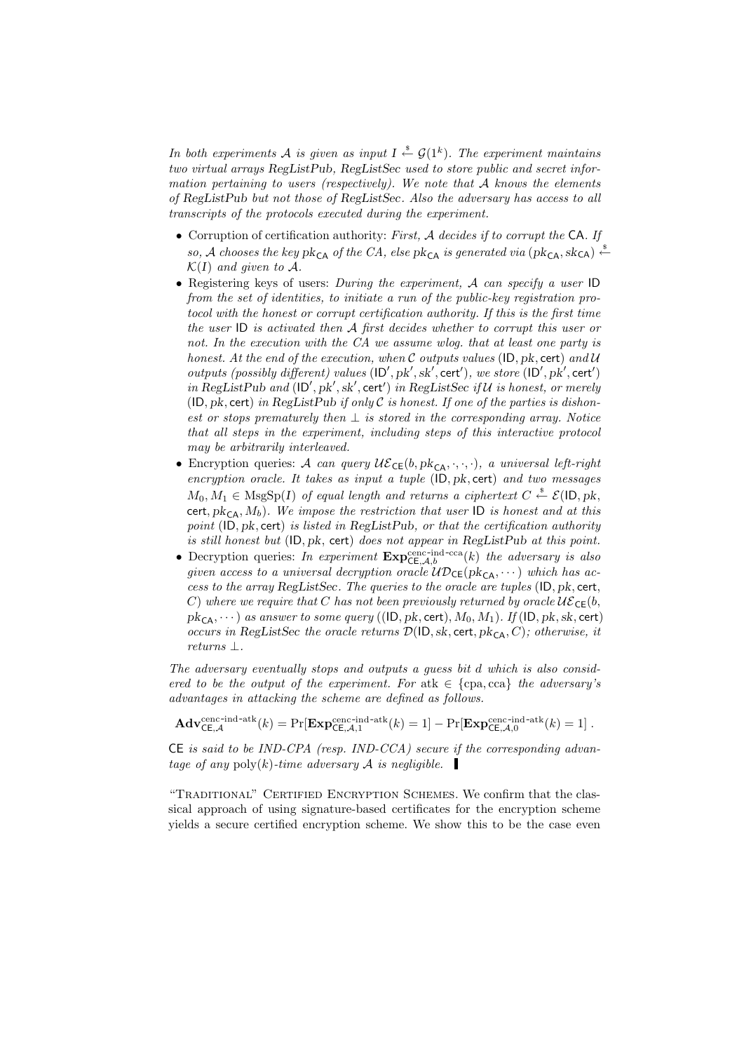*In both experiments $\mathcal{A}$ is given as input $I \xleftarrow{\$} \mathcal{G}(1^k)$. The experiment maintains two virtual arrays RegListPub, RegListSec used to store public and secret information pertaining to users (respectively). We note that $\mathcal{A}$ knows the elements of RegListPub but not those of RegListSec. Also the adversary has access to all transcripts of the protocols executed during the experiment.*

- Corruption of certification authority: *First, $\mathcal{A}$ decides if to corrupt the $\mathsf{CA}$. If so, $\mathcal{A}$ chooses the key $pk_{\mathsf{CA}}$ of the CA, else $pk_{\mathsf{CA}}$ is generated via $(pk_{\mathsf{CA}}, sk_{\mathsf{CA}}) \xleftarrow{\$} \mathcal{K}(I)$ and given to $\mathcal{A}$.*
- Registering keys of users: *During the experiment, $\mathcal{A}$ can specify a user $\mathsf{ID}$ from the set of identities, to initiate a run of the public-key registration protocol with the honest or corrupt certification authority. If this is the first time the user $\mathsf{ID}$ is activated then $\mathcal{A}$ first decides whether to corrupt this user or not. In the execution with the CA we assume wlog. that at least one party is honest. At the end of the execution, when $\mathcal{C}$ outputs values $(\mathsf{ID}, pk, \mathsf{cert})$ and $\mathcal{U}$ outputs (possibly different) values $(\mathsf{ID}', pk', sk', \mathsf{cert}')$, we store $(\mathsf{ID}', pk', \mathsf{cert}')$ in RegListPub and $(\mathsf{ID}', pk', sk', \mathsf{cert}')$ in RegListSec if $\mathcal{U}$ is honest, or merely $(\mathsf{ID}, pk, \mathsf{cert})$ in RegListPub if only $\mathcal{C}$ is honest. If one of the parties is dishonest or stops prematurely then $\perp$ is stored in the corresponding array. Notice that all steps in the experiment, including steps of this interactive protocol may be arbitrarily interleaved.*
- Encryption queries: *$\mathcal{A}$ can query $\mathcal{UE}_{\mathsf{CE}}(b, pk_{\mathsf{CA}}, \cdot, \cdot, \cdot)$, a universal left-right encryption oracle. It takes as input a tuple $(\mathsf{ID}, pk, \mathsf{cert})$ and two messages $M_0, M_1 \in \mathrm{MsgSp}(I)$ of equal length and returns a ciphertext $C \xleftarrow{\$} \mathcal{E}(\mathsf{ID}, pk, \mathsf{cert}, pk_{\mathsf{CA}}, M_b)$. We impose the restriction that user $\mathsf{ID}$ is honest and at this point $(\mathsf{ID}, pk, \mathsf{cert})$ is listed in RegListPub, or that the certification authority is still honest but $(\mathsf{ID}, pk, \mathsf{cert})$ does not appear in RegListPub at this point.*
- Decryption queries: *In experiment $\mathbf{Exp}^{\text{cenc-ind-cca}}_{\mathsf{CE},\mathcal{A},b}(k)$ the adversary is also given access to a universal decryption oracle $\mathcal{UD}_{\mathsf{CE}}(pk_{\mathsf{CA}}, \cdots)$ which has access to the array RegListSec. The queries to the oracle are tuples $(\mathsf{ID}, pk, \mathsf{cert}, C)$ where we require that $C$ has not been previously returned by oracle $\mathcal{UE}_{\mathsf{CE}}(b, pk_{\mathsf{CA}}, \cdots)$ as answer to some query $((\mathsf{ID}, pk, \mathsf{cert}), M_0, M_1)$. If $(\mathsf{ID}, pk, sk, \mathsf{cert})$ occurs in RegListSec the oracle returns $\mathcal{D}(\mathsf{ID}, sk, \mathsf{cert}, pk_{\mathsf{CA}}, C)$; otherwise, it returns $\perp$.*

*The adversary eventually stops and outputs a guess bit $d$ which is also considered to be the output of the experiment. For $\mathrm{atk} \in \{\mathrm{cpa}, \mathrm{cca}\}$ the adversary's advantages in attacking the scheme are defined as follows.*

$$\mathbf{Adv}^{\text{cenc-ind-atk}}_{\mathsf{CE},\mathcal{A}}(k) = \Pr[\mathbf{Exp}^{\text{cenc-ind-atk}}_{\mathsf{CE},\mathcal{A},1}(k) = 1] - \Pr[\mathbf{Exp}^{\text{cenc-ind-atk}}_{\mathsf{CE},\mathcal{A},0}(k) = 1] \,.$$

*$\mathsf{CE}$ is said to be IND-CPA (resp. IND-CCA) secure if the corresponding advantage of any $\mathrm{poly}(k)$-time adversary $\mathcal{A}$ is negligible.* ▌

"Traditional" Certified Encryption Schemes. We confirm that the classical approach of using signature-based certificates for the encryption scheme yields a secure certified encryption scheme. We show this to be the case even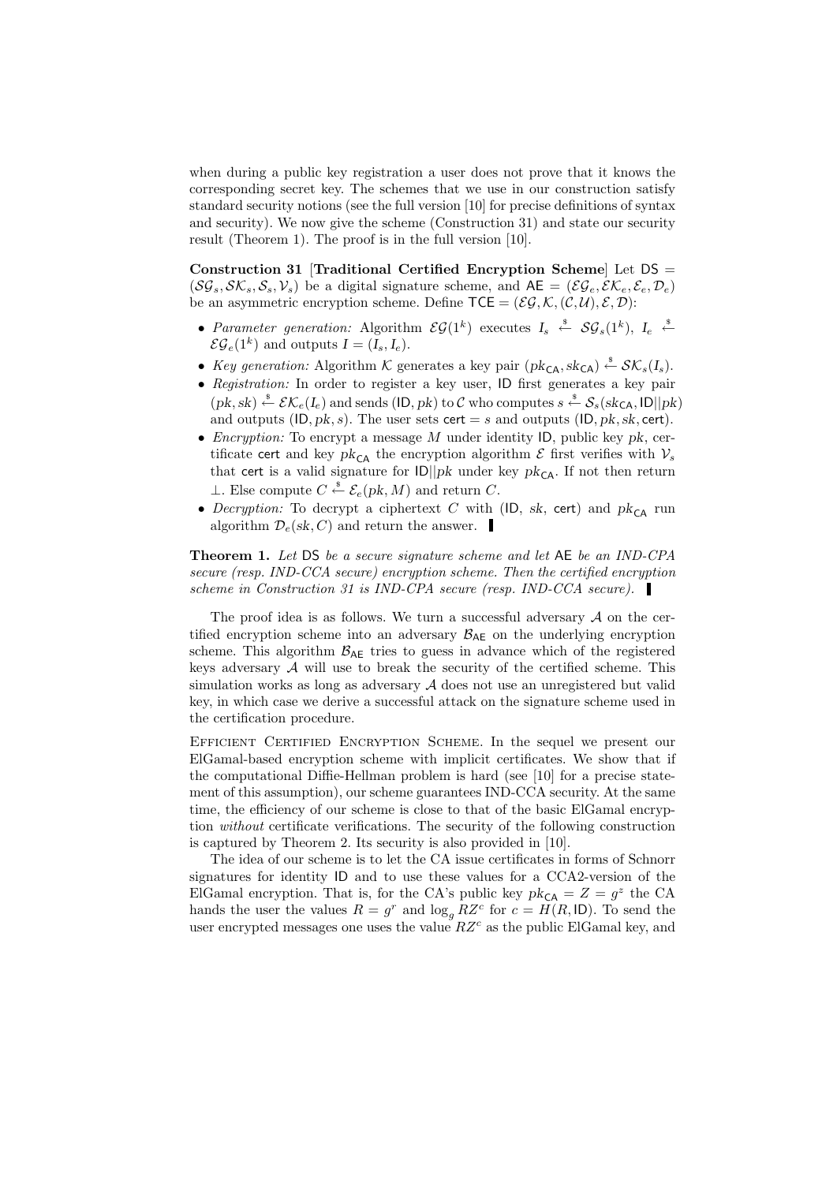when during a public key registration a user does not prove that it knows the corresponding secret key. The schemes that we use in our construction satisfy standard security notions (see the full version [10] for precise definitions of syntax and security). We now give the scheme (Construction 31) and state our security result (Theorem 1). The proof is in the full version [10].

**Construction 31** [**Traditional Certified Encryption Scheme**] Let $\mathsf{DS} = (\mathcal{SG}_s, \mathcal{SK}_s, \mathcal{S}_s, \mathcal{V}_s)$ be a digital signature scheme, and $\mathsf{AE} = (\mathcal{EG}_e, \mathcal{EK}_e, \mathcal{E}_e, \mathcal{D}_e)$ be an asymmetric encryption scheme. Define $\mathsf{TCE} = (\mathcal{EG}, \mathcal{K}, (\mathcal{C}, \mathcal{U}), \mathcal{E}, \mathcal{D})$:

- *Parameter generation:* Algorithm $\mathcal{EG}(1^k)$ executes $I_s \xleftarrow{\$} \mathcal{SG}_s(1^k)$, $I_e \xleftarrow{\$} \mathcal{EG}_e(1^k)$ and outputs $I = (I_s, I_e)$.
- *Key generation:* Algorithm $\mathcal{K}$ generates a key pair $(pk_{\mathsf{CA}}, sk_{\mathsf{CA}}) \xleftarrow{\$} \mathcal{SK}_s(I_s)$.
- *Registration:* In order to register a key user, $\mathsf{ID}$ first generates a key pair $(pk, sk) \xleftarrow{\$} \mathcal{EK}_e(I_e)$ and sends $(\mathsf{ID}, pk)$ to $\mathcal{C}$ who computes $s \xleftarrow{\$} \mathcal{S}_s(sk_{\mathsf{CA}}, \mathsf{ID}||pk)$ and outputs $(\mathsf{ID}, pk, s)$. The user sets $\mathsf{cert} = s$ and outputs $(\mathsf{ID}, pk, sk, \mathsf{cert})$.
- *Encryption:* To encrypt a message $M$ under identity $\mathsf{ID}$, public key $pk$, certificate $\mathsf{cert}$ and key $pk_{\mathsf{CA}}$ the encryption algorithm $\mathcal{E}$ first verifies with $\mathcal{V}_s$ that $\mathsf{cert}$ is a valid signature for $\mathsf{ID}||pk$ under key $pk_{\mathsf{CA}}$. If not then return $\perp$. Else compute $C \xleftarrow{\$} \mathcal{E}_e(pk, M)$ and return $C$.
- *Decryption:* To decrypt a ciphertext $C$ with $(\mathsf{ID}, sk, \mathsf{cert})$ and $pk_{\mathsf{CA}}$ run algorithm $\mathcal{D}_e(sk, C)$ and return the answer. ▌

**Theorem 1.** *Let* $\mathsf{DS}$ *be a secure signature scheme and let* $\mathsf{AE}$ *be an IND-CPA secure (resp. IND-CCA secure) encryption scheme. Then the certified encryption scheme in Construction 31 is IND-CPA secure (resp. IND-CCA secure).* ▌

The proof idea is as follows. We turn a successful adversary $\mathcal{A}$ on the certified encryption scheme into an adversary $\mathcal{B}_{\mathsf{AE}}$ on the underlying encryption scheme. This algorithm $\mathcal{B}_{\mathsf{AE}}$ tries to guess in advance which of the registered keys adversary $\mathcal{A}$ will use to break the security of the certified scheme. This simulation works as long as adversary $\mathcal{A}$ does not use an unregistered but valid key, in which case we derive a successful attack on the signature scheme used in the certification procedure.

Efficient Certified Encryption Scheme. In the sequel we present our ElGamal-based encryption scheme with implicit certificates. We show that if the computational Diffie-Hellman problem is hard (see [10] for a precise statement of this assumption), our scheme guarantees IND-CCA security. At the same time, the efficiency of our scheme is close to that of the basic ElGamal encryption *without* certificate verifications. The security of the following construction is captured by Theorem 2. Its security is also provided in [10].

The idea of our scheme is to let the CA issue certificates in forms of Schnorr signatures for identity $\mathsf{ID}$ and to use these values for a CCA2-version of the ElGamal encryption. That is, for the CA's public key $pk_{\mathsf{CA}} = Z = g^z$ the CA hands the user the values $R = g^r$ and $\log_g RZ^c$ for $c = H(R, \mathsf{ID})$. To send the user encrypted messages one uses the value $RZ^c$ as the public ElGamal key, and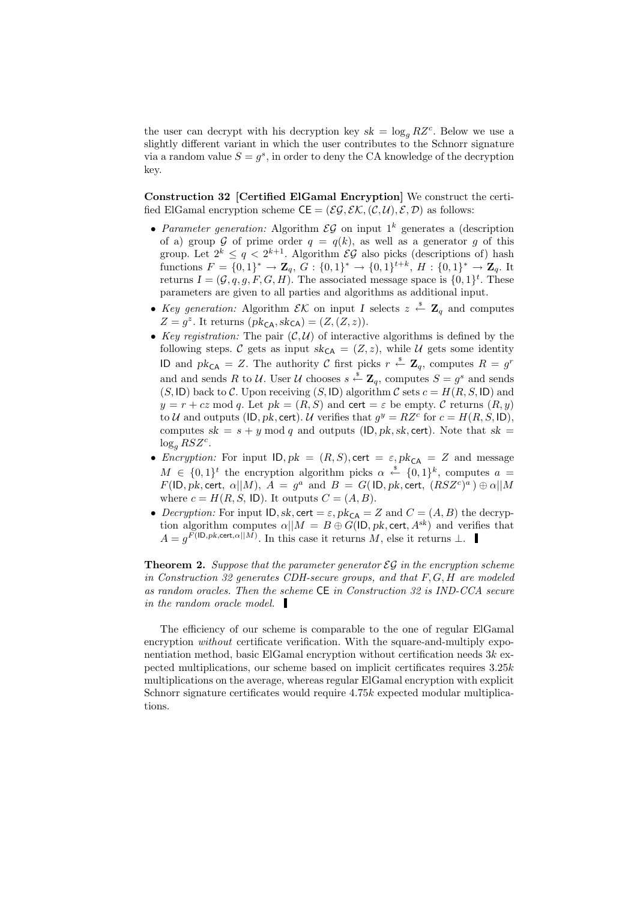the user can decrypt with his decryption key $sk = \log_g RZ^c$. Below we use a slightly different variant in which the user contributes to the Schnorr signature via a random value $S = g^s$, in order to deny the CA knowledge of the decryption key.

**Construction 32 [Certified ElGamal Encryption]** We construct the certified ElGamal encryption scheme $\mathsf{CE} = (\mathcal{EG}, \mathcal{EK}, (\mathcal{C}, \mathcal{U}), \mathcal{E}, \mathcal{D})$ as follows:

- *Parameter generation:* Algorithm $\mathcal{EG}$ on input $1^k$ generates a (description of a) group $\mathcal{G}$ of prime order $q = q(k)$, as well as a generator $g$ of this group. Let $2^k \leq q < 2^{k+1}$. Algorithm $\mathcal{EG}$ also picks (descriptions of) hash functions $F = \{0,1\}^* \to \mathbf{Z}_q$, $G : \{0,1\}^* \to \{0,1\}^{t+k}$, $H : \{0,1\}^* \to \mathbf{Z}_q$. It returns $I = (\mathcal{G}, q, g, F, G, H)$. The associated message space is $\{0,1\}^t$. These parameters are given to all parties and algorithms as additional input.
- *Key generation:* Algorithm $\mathcal{EK}$ on input $I$ selects $z \stackrel{\$}{\leftarrow} \mathbf{Z}_q$ and computes $Z = g^z$. It returns $(pk_{\mathsf{CA}}, sk_{\mathsf{CA}}) = (Z, (Z, z))$.
- *Key registration:* The pair $(\mathcal{C}, \mathcal{U})$ of interactive algorithms is defined by the following steps. $\mathcal{C}$ gets as input $sk_{\mathsf{CA}} = (Z, z)$, while $\mathcal{U}$ gets some identity $\mathsf{ID}$ and $pk_{\mathsf{CA}} = Z$. The authority $\mathcal{C}$ first picks $r \stackrel{\$}{\leftarrow} \mathbf{Z}_q$, computes $R = g^r$ and and sends $R$ to $\mathcal{U}$. User $\mathcal{U}$ chooses $s \stackrel{\$}{\leftarrow} \mathbf{Z}_q$, computes $S = g^s$ and sends $(S, \mathsf{ID})$ back to $\mathcal{C}$. Upon receiving $(S, \mathsf{ID})$ algorithm $\mathcal{C}$ sets $c = H(R, S, \mathsf{ID})$ and $y = r + cz \bmod q$. Let $pk = (R, S)$ and $\mathsf{cert} = \varepsilon$ be empty. $\mathcal{C}$ returns $(R, y)$ to $\mathcal{U}$ and outputs $(\mathsf{ID}, pk, \mathsf{cert})$. $\mathcal{U}$ verifies that $g^y = RZ^c$ for $c = H(R, S, \mathsf{ID})$, computes $sk = s + y \bmod q$ and outputs $(\mathsf{ID}, pk, sk, \mathsf{cert})$. Note that $sk = \log_g RSZ^c$.
- *Encryption:* For input $\mathsf{ID}, pk = (R, S), \mathsf{cert} = \varepsilon, pk_{\mathsf{CA}} = Z$ and message $M \in \{0,1\}^t$ the encryption algorithm picks $\alpha \stackrel{\$}{\leftarrow} \{0,1\}^k$, computes $a = F(\mathsf{ID}, pk, \mathsf{cert}, \alpha||M)$, $A = g^a$ and $B = G(\mathsf{ID}, pk, \mathsf{cert}, (RSZ^c)^a) \oplus \alpha||M$ where $c = H(R, S, \mathsf{ID})$. It outputs $C = (A, B)$.
- *Decryption:* For input $\mathsf{ID}, sk, \mathsf{cert} = \varepsilon, pk_{\mathsf{CA}} = Z$ and $C = (A, B)$ the decryption algorithm computes $\alpha||M = B \oplus G(\mathsf{ID}, pk, \mathsf{cert}, A^{sk})$ and verifies that $A = g^{F(\mathsf{ID}, pk, \mathsf{cert}, \alpha||M)}$. In this case it returns $M$, else it returns $\perp$. ▌

**Theorem 2.** *Suppose that the parameter generator $\mathcal{EG}$ in the encryption scheme in Construction 32 generates CDH-secure groups, and that $F, G, H$ are modeled as random oracles. Then the scheme* $\mathsf{CE}$ *in Construction 32 is IND-CCA secure in the random oracle model.* ▌

The efficiency of our scheme is comparable to the one of regular ElGamal encryption *without* certificate verification. With the square-and-multiply exponentiation method, basic ElGamal encryption without certification needs $3k$ expected multiplications, our scheme based on implicit certificates requires $3.25k$ multiplications on the average, whereas regular ElGamal encryption with explicit Schnorr signature certificates would require $4.75k$ expected modular multiplications.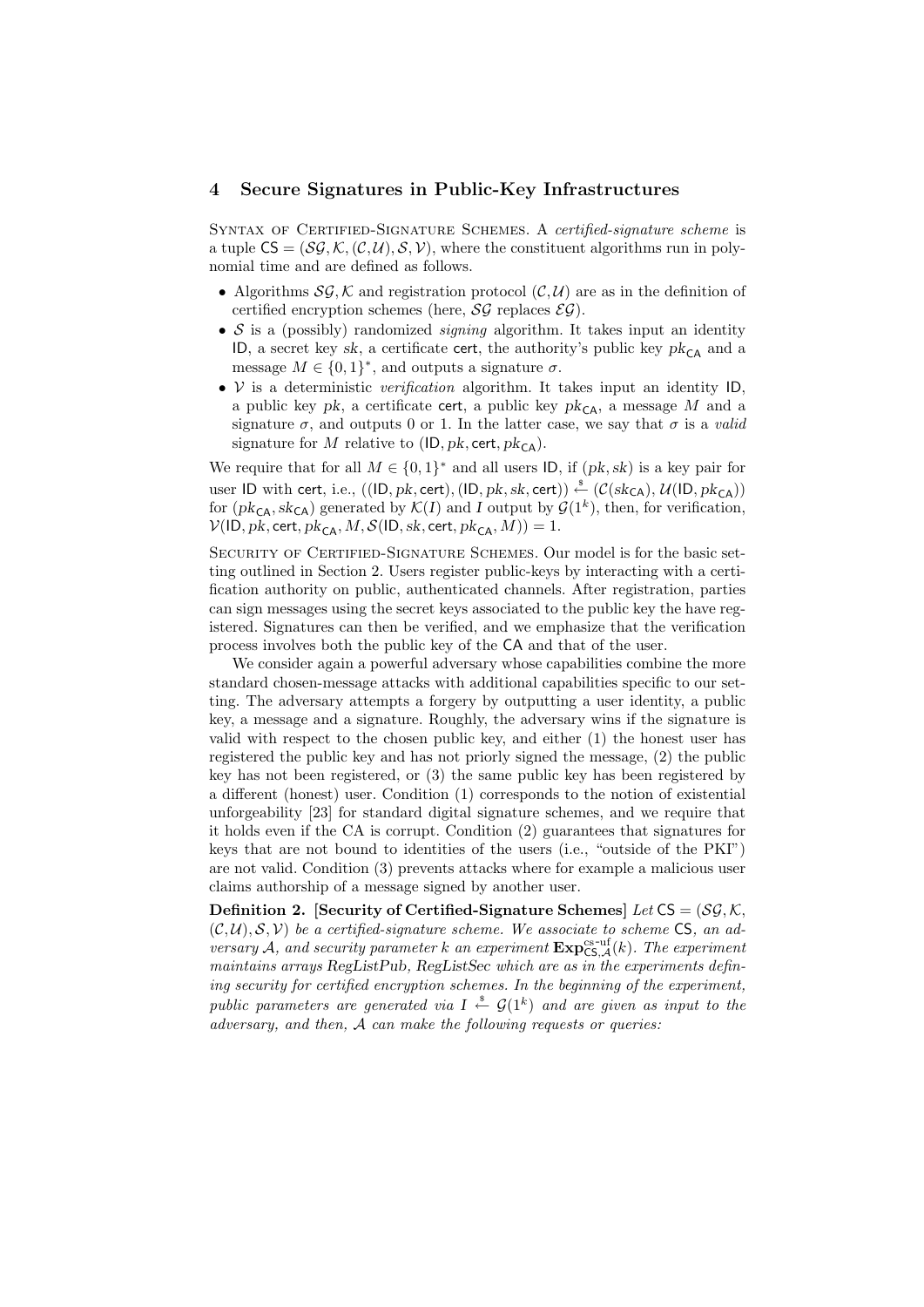## 4 Secure Signatures in Public-Key Infrastructures

Syntax of Certified-Signature Schemes. A *certified-signature scheme* is a tuple $\mathsf{CS} = (\mathcal{SG}, \mathcal{K}, (\mathcal{C}, \mathcal{U}), \mathcal{S}, \mathcal{V})$, where the constituent algorithms run in polynomial time and are defined as follows.

- Algorithms $\mathcal{SG}, \mathcal{K}$ and registration protocol $(\mathcal{C}, \mathcal{U})$ are as in the definition of certified encryption schemes (here, $\mathcal{SG}$ replaces $\mathcal{EG}$).
- $\mathcal{S}$ is a (possibly) randomized *signing* algorithm. It takes input an identity $\mathsf{ID}$, a secret key $sk$, a certificate $\mathsf{cert}$, the authority's public key $pk_{\mathsf{CA}}$ and a message $M \in \{0,1\}^*$, and outputs a signature $\sigma$.
- $\mathcal{V}$ is a deterministic *verification* algorithm. It takes input an identity $\mathsf{ID}$, a public key $pk$, a certificate $\mathsf{cert}$, a public key $pk_{\mathsf{CA}}$, a message $M$ and a signature $\sigma$, and outputs 0 or 1. In the latter case, we say that $\sigma$ is a *valid* signature for $M$ relative to $(\mathsf{ID}, pk, \mathsf{cert}, pk_{\mathsf{CA}})$.

We require that for all $M \in \{0,1\}^*$ and all users $\mathsf{ID}$, if $(pk, sk)$ is a key pair for user $\mathsf{ID}$ with $\mathsf{cert}$, i.e., $((\mathsf{ID}, pk, \mathsf{cert}), (\mathsf{ID}, pk, sk, \mathsf{cert})) \stackrel{\$}{\leftarrow} (\mathcal{C}(sk_{\mathsf{CA}}), \mathcal{U}(\mathsf{ID}, pk_{\mathsf{CA}}))$ for $(pk_{\mathsf{CA}}, sk_{\mathsf{CA}})$ generated by $\mathcal{K}(I)$ and $I$ output by $\mathcal{G}(1^k)$, then, for verification, $\mathcal{V}(\mathsf{ID}, pk, \mathsf{cert}, pk_{\mathsf{CA}}, M, \mathcal{S}(\mathsf{ID}, sk, \mathsf{cert}, pk_{\mathsf{CA}}, M)) = 1$.

Security of Certified-Signature Schemes. Our model is for the basic setting outlined in Section 2. Users register public-keys by interacting with a certification authority on public, authenticated channels. After registration, parties can sign messages using the secret keys associated to the public key the have registered. Signatures can then be verified, and we emphasize that the verification process involves both the public key of the CA and that of the user.

We consider again a powerful adversary whose capabilities combine the more standard chosen-message attacks with additional capabilities specific to our setting. The adversary attempts a forgery by outputting a user identity, a public key, a message and a signature. Roughly, the adversary wins if the signature is valid with respect to the chosen public key, and either (1) the honest user has registered the public key and has not priorly signed the message, (2) the public key has not been registered, or (3) the same public key has been registered by a different (honest) user. Condition (1) corresponds to the notion of existential unforgeability [23] for standard digital signature schemes, and we require that it holds even if the CA is corrupt. Condition (2) guarantees that signatures for keys that are not bound to identities of the users (i.e., "outside of the PKI") are not valid. Condition (3) prevents attacks where for example a malicious user claims authorship of a message signed by another user.

**Definition 2. [Security of Certified-Signature Schemes]** *Let $\mathsf{CS} = (\mathcal{SG}, \mathcal{K}, (\mathcal{C}, \mathcal{U}), \mathcal{S}, \mathcal{V})$ be a certified-signature scheme. We associate to scheme $\mathsf{CS}$, an adversary $\mathcal{A}$, and security parameter $k$ an experiment $\mathbf{Exp}^{\text{cs-uf}}_{\mathsf{CS},\mathcal{A}}(k)$. The experiment maintains arrays RegListPub, RegListSec which are as in the experiments defining security for certified encryption schemes. In the beginning of the experiment, public parameters are generated via $I \stackrel{\$}{\leftarrow} \mathcal{G}(1^k)$ and are given as input to the adversary, and then, $\mathcal{A}$ can make the following requests or queries:*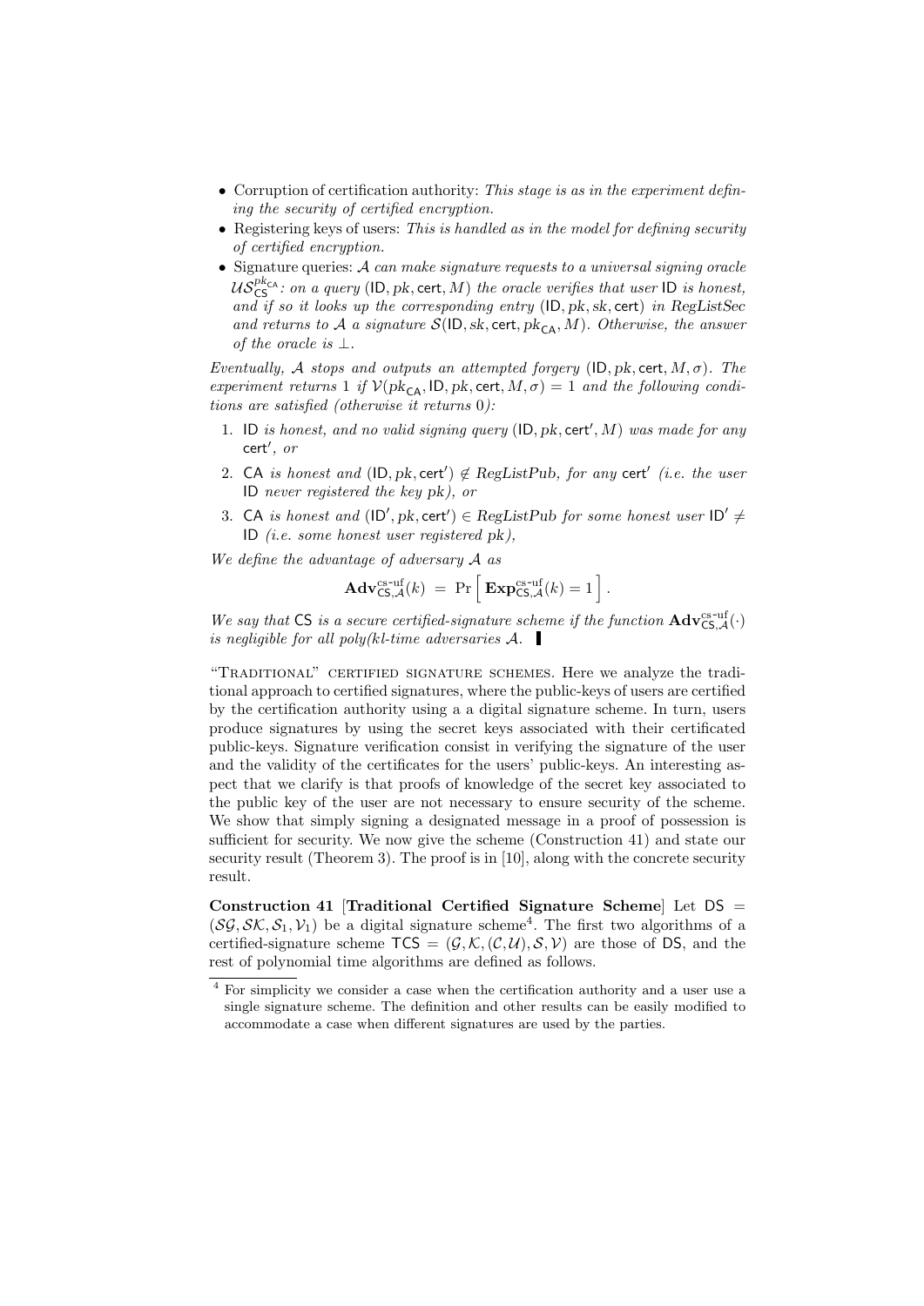- Corruption of certification authority: *This stage is as in the experiment defining the security of certified encryption.*
- Registering keys of users: *This is handled as in the model for defining security of certified encryption.*
- Signature queries: $\mathcal{A}$ *can make signature requests to a universal signing oracle* $\mathcal{US}_{\mathsf{CS}}^{pk_{\mathsf{CA}}}$*: on a query* $(\mathsf{ID}, pk, \mathsf{cert}, M)$ *the oracle verifies that user* $\mathsf{ID}$ *is honest, and if so it looks up the corresponding entry* $(\mathsf{ID}, pk, sk, \mathsf{cert})$ *in RegListSec and returns to* $\mathcal{A}$ *a signature* $\mathcal{S}(\mathsf{ID}, sk, \mathsf{cert}, pk_{\mathsf{CA}}, M)$*. Otherwise, the answer of the oracle is* $\perp$*.*

*Eventually,* $\mathcal{A}$ *stops and outputs an attempted forgery* $(\mathsf{ID}, pk, \mathsf{cert}, M, \sigma)$*. The experiment returns 1 if* $\mathcal{V}(pk_{\mathsf{CA}}, \mathsf{ID}, pk, \mathsf{cert}, M, \sigma) = 1$ *and the following conditions are satisfied (otherwise it returns 0):*

1. $\mathsf{ID}$ *is honest, and no valid signing query* $(\mathsf{ID}, pk, \mathsf{cert}', M)$ *was made for any* $\mathsf{cert}'$*, or*
2. $\mathsf{CA}$ *is honest and* $(\mathsf{ID}, pk, \mathsf{cert}') \notin$ *RegListPub, for any* $\mathsf{cert}'$ *(i.e. the user* $\mathsf{ID}$ *never registered the key* $pk$*), or*
3. $\mathsf{CA}$ *is honest and* $(\mathsf{ID}', pk, \mathsf{cert}') \in$ *RegListPub for some honest user* $\mathsf{ID}' \neq \mathsf{ID}$ *(i.e. some honest user registered* $pk$*),*

*We define the advantage of adversary* $\mathcal{A}$ *as*

$$\mathbf{Adv}^{\text{cs-uf}}_{\mathsf{CS},\mathcal{A}}(k) \;=\; \Pr\left[\, \mathbf{Exp}^{\text{cs-uf}}_{\mathsf{CS},\mathcal{A}}(k) = 1 \,\right].$$

*We say that* $\mathsf{CS}$ *is a secure certified-signature scheme if the function* $\mathbf{Adv}^{\text{cs-uf}}_{\mathsf{CS},\mathcal{A}}(\cdot)$ *is negligible for all poly(kl-time adversaries* $\mathcal{A}$*.* ∎

"TRADITIONAL" CERTIFIED SIGNATURE SCHEMES. Here we analyze the traditional approach to certified signatures, where the public-keys of users are certified by the certification authority using a a digital signature scheme. In turn, users produce signatures by using the secret keys associated with their certificated public-keys. Signature verification consist in verifying the signature of the user and the validity of the certificates for the users' public-keys. An interesting aspect that we clarify is that proofs of knowledge of the secret key associated to the public key of the user are not necessary to ensure security of the scheme. We show that simply signing a designated message in a proof of possession is sufficient for security. We now give the scheme (Construction 41) and state our security result (Theorem 3). The proof is in [10], along with the concrete security result.

**Construction 41** [**Traditional Certified Signature Scheme**] Let $\mathsf{DS} = (\mathcal{SG}, \mathcal{SK}, \mathcal{S}_1, \mathcal{V}_1)$ be a digital signature scheme[4]. The first two algorithms of a certified-signature scheme $\mathsf{TCS} = (\mathcal{G}, \mathcal{K}, (\mathcal{C}, \mathcal{U}), \mathcal{S}, \mathcal{V})$ are those of $\mathsf{DS}$, and the rest of polynomial time algorithms are defined as follows.

[4] For simplicity we consider a case when the certification authority and a user use a single signature scheme. The definition and other results can be easily modified to accommodate a case when different signatures are used by the parties.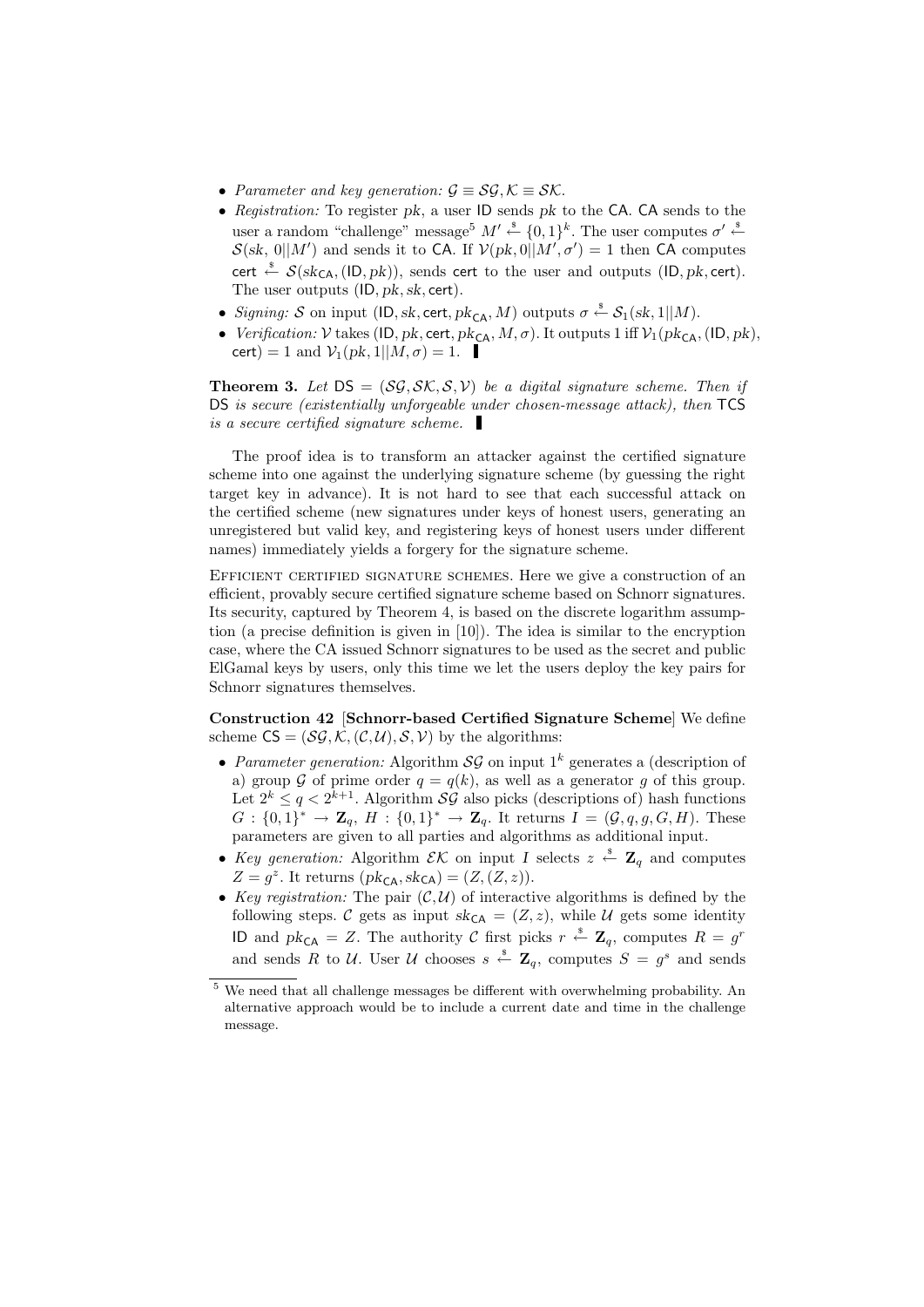- *Parameter and key generation:* $\mathcal{G} \equiv \mathcal{SG}, \mathcal{K} \equiv \mathcal{SK}$.
- *Registration:* To register $pk$, a user $\mathsf{ID}$ sends $pk$ to the $\mathsf{CA}$. $\mathsf{CA}$ sends to the user a random "challenge" message[5] $M' \xleftarrow{\$} \{0,1\}^k$. The user computes $\sigma' \xleftarrow{\$} \mathcal{S}(sk, 0||M')$ and sends it to $\mathsf{CA}$. If $\mathcal{V}(pk, 0||M', \sigma') = 1$ then $\mathsf{CA}$ computes $\mathsf{cert} \xleftarrow{\$} \mathcal{S}(sk_{\mathsf{CA}}, (\mathsf{ID}, pk))$, sends $\mathsf{cert}$ to the user and outputs $(\mathsf{ID}, pk, \mathsf{cert})$. The user outputs $(\mathsf{ID}, pk, sk, \mathsf{cert})$.
- *Signing:* $\mathcal{S}$ on input $(\mathsf{ID}, sk, \mathsf{cert}, pk_{\mathsf{CA}}, M)$ outputs $\sigma \xleftarrow{\$} \mathcal{S}_1(sk, 1||M)$.
- *Verification:* $\mathcal{V}$ takes $(\mathsf{ID}, pk, \mathsf{cert}, pk_{\mathsf{CA}}, M, \sigma)$. It outputs 1 iff $\mathcal{V}_1(pk_{\mathsf{CA}}, (\mathsf{ID}, pk), \mathsf{cert}) = 1$ and $\mathcal{V}_1(pk, 1||M, \sigma) = 1$. ▮

**Theorem 3.** *Let $\mathsf{DS} = (\mathcal{SG}, \mathcal{SK}, \mathcal{S}, \mathcal{V})$ be a digital signature scheme. Then if $\mathsf{DS}$ is secure (existentially unforgeable under chosen-message attack), then $\mathsf{TCS}$ is a secure certified signature scheme.* ▮

The proof idea is to transform an attacker against the certified signature scheme into one against the underlying signature scheme (by guessing the right target key in advance). It is not hard to see that each successful attack on the certified scheme (new signatures under keys of honest users, generating an unregistered but valid key, and registering keys of honest users under different names) immediately yields a forgery for the signature scheme.

Efficient certified signature schemes. Here we give a construction of an efficient, provably secure certified signature scheme based on Schnorr signatures. Its security, captured by Theorem 4, is based on the discrete logarithm assumption (a precise definition is given in [10]). The idea is similar to the encryption case, where the CA issued Schnorr signatures to be used as the secret and public ElGamal keys by users, only this time we let the users deploy the key pairs for Schnorr signatures themselves.

**Construction 42** [**Schnorr-based Certified Signature Scheme**] We define scheme $\mathsf{CS} = (\mathcal{SG}, \mathcal{K}, (\mathcal{C}, \mathcal{U}), \mathcal{S}, \mathcal{V})$ by the algorithms:

- *Parameter generation:* Algorithm $\mathcal{SG}$ on input $1^k$ generates a (description of a) group $\mathcal{G}$ of prime order $q = q(k)$, as well as a generator $g$ of this group. Let $2^k \leq q < 2^{k+1}$. Algorithm $\mathcal{SG}$ also picks (descriptions of) hash functions $G : \{0,1\}^* \to \mathbf{Z}_q$, $H : \{0,1\}^* \to \mathbf{Z}_q$. It returns $I = (\mathcal{G}, q, g, G, H)$. These parameters are given to all parties and algorithms as additional input.
- *Key generation:* Algorithm $\mathcal{EK}$ on input $I$ selects $z \xleftarrow{\$} \mathbf{Z}_q$ and computes $Z = g^z$. It returns $(pk_{\mathsf{CA}}, sk_{\mathsf{CA}}) = (Z, (Z, z))$.
- *Key registration:* The pair $(\mathcal{C}, \mathcal{U})$ of interactive algorithms is defined by the following steps. $\mathcal{C}$ gets as input $sk_{\mathsf{CA}} = (Z, z)$, while $\mathcal{U}$ gets some identity $\mathsf{ID}$ and $pk_{\mathsf{CA}} = Z$. The authority $\mathcal{C}$ first picks $r \xleftarrow{\$} \mathbf{Z}_q$, computes $R = g^r$ and sends $R$ to $\mathcal{U}$. User $\mathcal{U}$ chooses $s \xleftarrow{\$} \mathbf{Z}_q$, computes $S = g^s$ and sends

[5] We need that all challenge messages be different with overwhelming probability. An alternative approach would be to include a current date and time in the challenge message.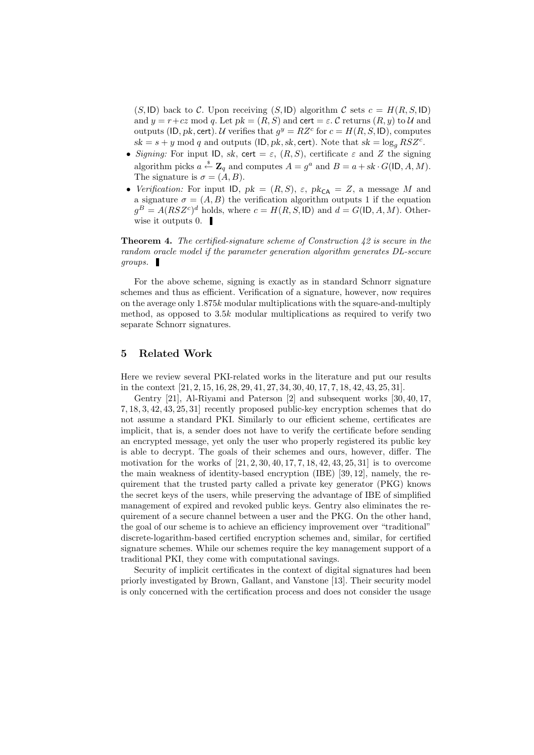$(S, \mathsf{ID})$ back to $\mathcal{C}$. Upon receiving $(S, \mathsf{ID})$ algorithm $\mathcal{C}$ sets $c = H(R, S, \mathsf{ID})$ and $y = r + cz \bmod q$. Let $pk = (R, S)$ and $\mathsf{cert} = \varepsilon$. $\mathcal{C}$ returns $(R, y)$ to $\mathcal{U}$ and outputs $(\mathsf{ID}, pk, \mathsf{cert})$. $\mathcal{U}$ verifies that $g^y = RZ^c$ for $c = H(R, S, \mathsf{ID})$, computes $sk = s + y \bmod q$ and outputs $(\mathsf{ID}, pk, sk, \mathsf{cert})$. Note that $sk = \log_g RSZ^c$.

- *Signing:* For input $\mathsf{ID}$, $sk$, $\mathsf{cert} = \varepsilon$, $(R, S)$, certificate $\varepsilon$ and $Z$ the signing algorithm picks $a \xleftarrow{\$} \mathbf{Z}_q$ and computes $A = g^a$ and $B = a + sk \cdot G(\mathsf{ID}, A, M)$. The signature is $\sigma = (A, B)$.
- *Verification:* For input $\mathsf{ID}$, $pk = (R, S)$, $\varepsilon$, $pk_{\mathsf{CA}} = Z$, a message $M$ and a signature $\sigma = (A, B)$ the verification algorithm outputs 1 if the equation $g^B = A(RSZ^c)^d$ holds, where $c = H(R, S, \mathsf{ID})$ and $d = G(\mathsf{ID}, A, M)$. Otherwise it outputs 0. ▮

**Theorem 4.** *The certified-signature scheme of Construction 42 is secure in the random oracle model if the parameter generation algorithm generates DL-secure groups.* ▮

For the above scheme, signing is exactly as in standard Schnorr signature schemes and thus as efficient. Verification of a signature, however, now requires on the average only $1.875k$ modular multiplications with the square-and-multiply method, as opposed to $3.5k$ modular multiplications as required to verify two separate Schnorr signatures.

## 5 Related Work

Here we review several PKI-related works in the literature and put our results in the context [21, 2, 15, 16, 28, 29, 41, 27, 34, 30, 40, 17, 7, 18, 42, 43, 25, 31].

Gentry [21], Al-Riyami and Paterson [2] and subsequent works [30, 40, 17, 7, 18, 3, 42, 43, 25, 31] recently proposed public-key encryption schemes that do not assume a standard PKI. Similarly to our efficient scheme, certificates are implicit, that is, a sender does not have to verify the certificate before sending an encrypted message, yet only the user who properly registered its public key is able to decrypt. The goals of their schemes and ours, however, differ. The motivation for the works of [21, 2, 30, 40, 17, 7, 18, 42, 43, 25, 31] is to overcome the main weakness of identity-based encryption (IBE) [39, 12], namely, the requirement that the trusted party called a private key generator (PKG) knows the secret keys of the users, while preserving the advantage of IBE of simplified management of expired and revoked public keys. Gentry also eliminates the requirement of a secure channel between a user and the PKG. On the other hand, the goal of our scheme is to achieve an efficiency improvement over "traditional" discrete-logarithm-based certified encryption schemes and, similar, for certified signature schemes. While our schemes require the key management support of a traditional PKI, they come with computational savings.

Security of implicit certificates in the context of digital signatures had been priorly investigated by Brown, Gallant, and Vanstone [13]. Their security model is only concerned with the certification process and does not consider the usage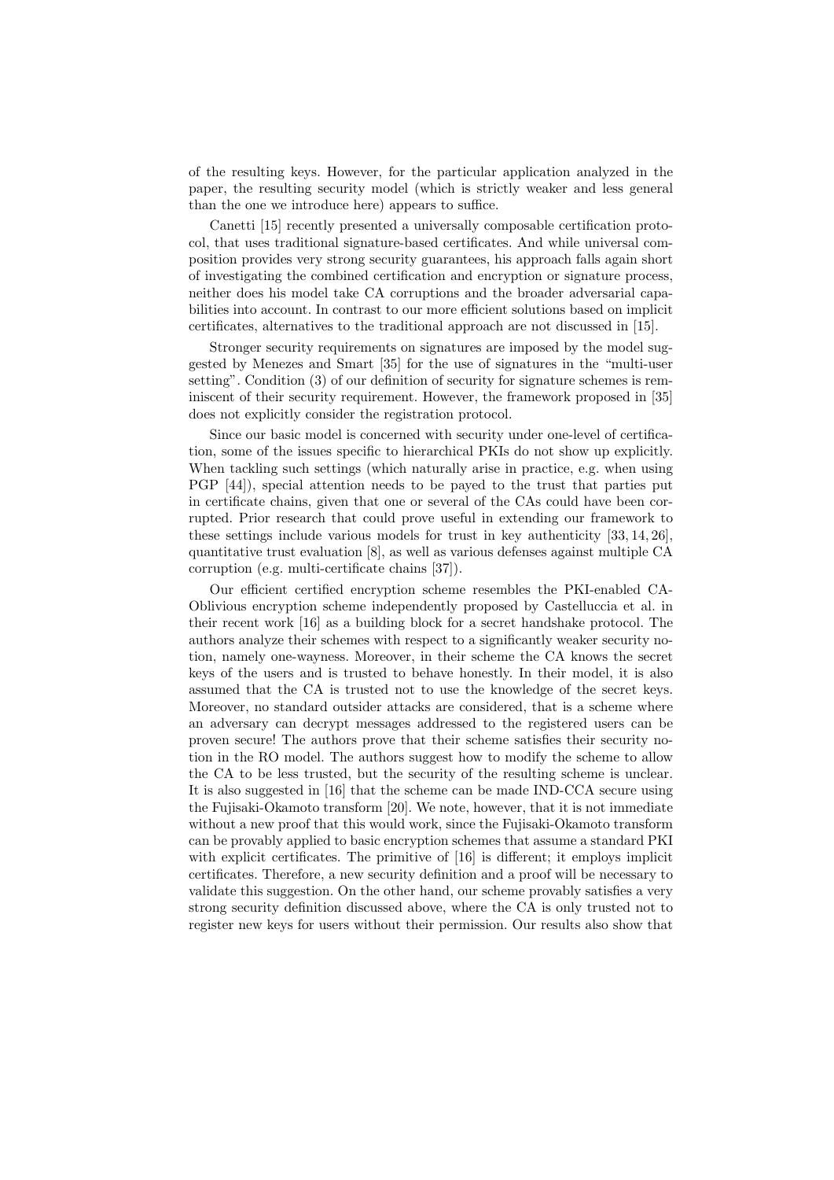of the resulting keys. However, for the particular application analyzed in the paper, the resulting security model (which is strictly weaker and less general than the one we introduce here) appears to suffice.

Canetti [15] recently presented a universally composable certification protocol, that uses traditional signature-based certificates. And while universal composition provides very strong security guarantees, his approach falls again short of investigating the combined certification and encryption or signature process, neither does his model take CA corruptions and the broader adversarial capabilities into account. In contrast to our more efficient solutions based on implicit certificates, alternatives to the traditional approach are not discussed in [15].

Stronger security requirements on signatures are imposed by the model suggested by Menezes and Smart [35] for the use of signatures in the "multi-user setting". Condition (3) of our definition of security for signature schemes is reminiscent of their security requirement. However, the framework proposed in [35] does not explicitly consider the registration protocol.

Since our basic model is concerned with security under one-level of certification, some of the issues specific to hierarchical PKIs do not show up explicitly. When tackling such settings (which naturally arise in practice, e.g. when using PGP [44]), special attention needs to be payed to the trust that parties put in certificate chains, given that one or several of the CAs could have been corrupted. Prior research that could prove useful in extending our framework to these settings include various models for trust in key authenticity [33, 14, 26], quantitative trust evaluation [8], as well as various defenses against multiple CA corruption (e.g. multi-certificate chains [37]).

Our efficient certified encryption scheme resembles the PKI-enabled CA-Oblivious encryption scheme independently proposed by Castelluccia et al. in their recent work [16] as a building block for a secret handshake protocol. The authors analyze their schemes with respect to a significantly weaker security notion, namely one-wayness. Moreover, in their scheme the CA knows the secret keys of the users and is trusted to behave honestly. In their model, it is also assumed that the CA is trusted not to use the knowledge of the secret keys. Moreover, no standard outsider attacks are considered, that is a scheme where an adversary can decrypt messages addressed to the registered users can be proven secure! The authors prove that their scheme satisfies their security notion in the RO model. The authors suggest how to modify the scheme to allow the CA to be less trusted, but the security of the resulting scheme is unclear. It is also suggested in [16] that the scheme can be made IND-CCA secure using the Fujisaki-Okamoto transform [20]. We note, however, that it is not immediate without a new proof that this would work, since the Fujisaki-Okamoto transform can be provably applied to basic encryption schemes that assume a standard PKI with explicit certificates. The primitive of [16] is different; it employs implicit certificates. Therefore, a new security definition and a proof will be necessary to validate this suggestion. On the other hand, our scheme provably satisfies a very strong security definition discussed above, where the CA is only trusted not to register new keys for users without their permission. Our results also show that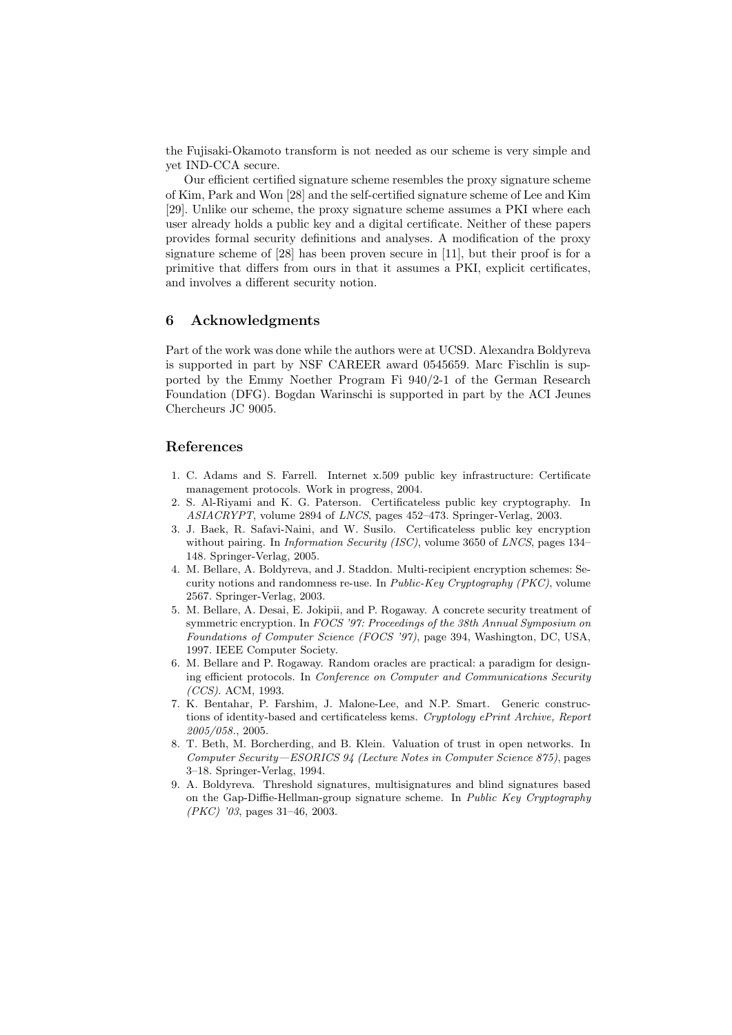the Fujisaki-Okamoto transform is not needed as our scheme is very simple and yet IND-CCA secure.

Our efficient certified signature scheme resembles the proxy signature scheme of Kim, Park and Won [28] and the self-certified signature scheme of Lee and Kim [29]. Unlike our scheme, the proxy signature scheme assumes a PKI where each user already holds a public key and a digital certificate. Neither of these papers provides formal security definitions and analyses. A modification of the proxy signature scheme of [28] has been proven secure in [11], but their proof is for a primitive that differs from ours in that it assumes a PKI, explicit certificates, and involves a different security notion.

## 6 Acknowledgments

Part of the work was done while the authors were at UCSD. Alexandra Boldyreva is supported in part by NSF CAREER award 0545659. Marc Fischlin is supported by the Emmy Noether Program Fi 940/2-1 of the German Research Foundation (DFG). Bogdan Warinschi is supported in part by the ACI Jeunes Chercheurs JC 9005.

## References

1. C. Adams and S. Farrell. Internet x.509 public key infrastructure: Certificate management protocols. Work in progress, 2004.
2. S. Al-Riyami and K. G. Paterson. Certificateless public key cryptography. In *ASIACRYPT*, volume 2894 of *LNCS*, pages 452–473. Springer-Verlag, 2003.
3. J. Baek, R. Safavi-Naini, and W. Susilo. Certificateless public key encryption without pairing. In *Information Security (ISC)*, volume 3650 of *LNCS*, pages 134–148. Springer-Verlag, 2005.
4. M. Bellare, A. Boldyreva, and J. Staddon. Multi-recipient encryption schemes: Security notions and randomness re-use. In *Public-Key Cryptography (PKC)*, volume 2567. Springer-Verlag, 2003.
5. M. Bellare, A. Desai, E. Jokipii, and P. Rogaway. A concrete security treatment of symmetric encryption. In *FOCS '97: Proceedings of the 38th Annual Symposium on Foundations of Computer Science (FOCS '97)*, page 394, Washington, DC, USA, 1997. IEEE Computer Society.
6. M. Bellare and P. Rogaway. Random oracles are practical: a paradigm for designing efficient protocols. In *Conference on Computer and Communications Security (CCS)*. ACM, 1993.
7. K. Bentahar, P. Farshim, J. Malone-Lee, and N.P. Smart. Generic constructions of identity-based and certificateless kems. *Cryptology ePrint Archive, Report 2005/058.*, 2005.
8. T. Beth, M. Borcherding, and B. Klein. Valuation of trust in open networks. In *Computer Security—ESORICS 94 (Lecture Notes in Computer Science 875)*, pages 3–18. Springer-Verlag, 1994.
9. A. Boldyreva. Threshold signatures, multisignatures and blind signatures based on the Gap-Diffie-Hellman-group signature scheme. In *Public Key Cryptography (PKC) '03*, pages 31–46, 2003.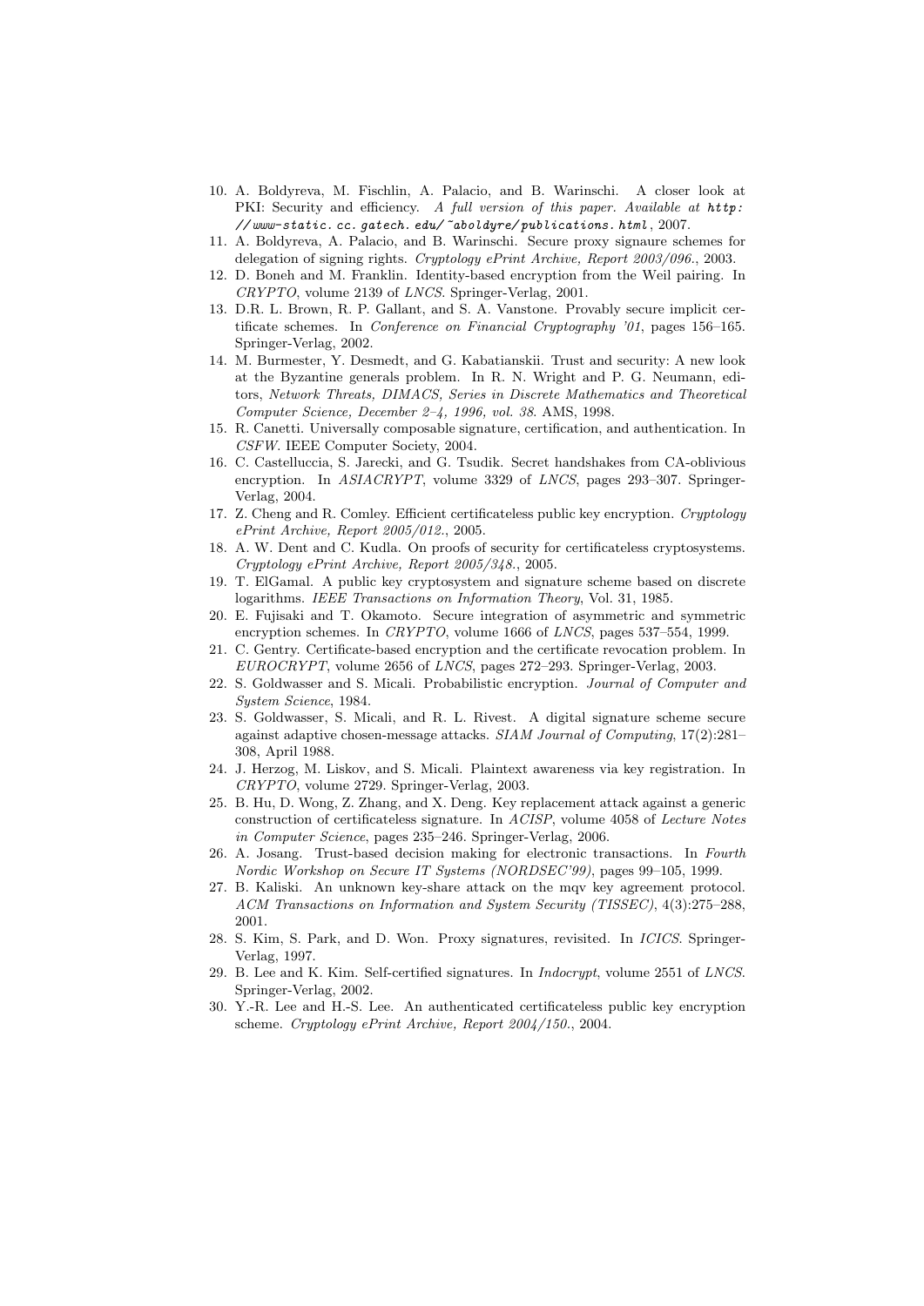10. A. Boldyreva, M. Fischlin, A. Palacio, and B. Warinschi. A closer look at PKI: Security and efficiency. *A full version of this paper. Available at http://www-static.cc.gatech.edu/~aboldyre/publications.html*, 2007.
11. A. Boldyreva, A. Palacio, and B. Warinschi. Secure proxy signaure schemes for delegation of signing rights. *Cryptology ePrint Archive, Report 2003/096.*, 2003.
12. D. Boneh and M. Franklin. Identity-based encryption from the Weil pairing. In *CRYPTO*, volume 2139 of *LNCS*. Springer-Verlag, 2001.
13. D.R. L. Brown, R. P. Gallant, and S. A. Vanstone. Provably secure implicit certificate schemes. In *Conference on Financial Cryptography '01*, pages 156–165. Springer-Verlag, 2002.
14. M. Burmester, Y. Desmedt, and G. Kabatianskii. Trust and security: A new look at the Byzantine generals problem. In R. N. Wright and P. G. Neumann, editors, *Network Threats, DIMACS, Series in Discrete Mathematics and Theoretical Computer Science, December 2–4, 1996, vol. 38.* AMS, 1998.
15. R. Canetti. Universally composable signature, certification, and authentication. In *CSFW*. IEEE Computer Society, 2004.
16. C. Castelluccia, S. Jarecki, and G. Tsudik. Secret handshakes from CA-oblivious encryption. In *ASIACRYPT*, volume 3329 of *LNCS*, pages 293–307. Springer-Verlag, 2004.
17. Z. Cheng and R. Comley. Efficient certificateless public key encryption. *Cryptology ePrint Archive, Report 2005/012.*, 2005.
18. A. W. Dent and C. Kudla. On proofs of security for certificateless cryptosystems. *Cryptology ePrint Archive, Report 2005/348.*, 2005.
19. T. ElGamal. A public key cryptosystem and signature scheme based on discrete logarithms. *IEEE Transactions on Information Theory*, Vol. 31, 1985.
20. E. Fujisaki and T. Okamoto. Secure integration of asymmetric and symmetric encryption schemes. In *CRYPTO*, volume 1666 of *LNCS*, pages 537–554, 1999.
21. C. Gentry. Certificate-based encryption and the certificate revocation problem. In *EUROCRYPT*, volume 2656 of *LNCS*, pages 272–293. Springer-Verlag, 2003.
22. S. Goldwasser and S. Micali. Probabilistic encryption. *Journal of Computer and System Science*, 1984.
23. S. Goldwasser, S. Micali, and R. L. Rivest. A digital signature scheme secure against adaptive chosen-message attacks. *SIAM Journal of Computing*, 17(2):281–308, April 1988.
24. J. Herzog, M. Liskov, and S. Micali. Plaintext awareness via key registration. In *CRYPTO*, volume 2729. Springer-Verlag, 2003.
25. B. Hu, D. Wong, Z. Zhang, and X. Deng. Key replacement attack against a generic construction of certificateless signature. In *ACISP*, volume 4058 of *Lecture Notes in Computer Science*, pages 235–246. Springer-Verlag, 2006.
26. A. Josang. Trust-based decision making for electronic transactions. In *Fourth Nordic Workshop on Secure IT Systems (NORDSEC'99)*, pages 99–105, 1999.
27. B. Kaliski. An unknown key-share attack on the mqv key agreement protocol. *ACM Transactions on Information and System Security (TISSEC)*, 4(3):275–288, 2001.
28. S. Kim, S. Park, and D. Won. Proxy signatures, revisited. In *ICICS*. Springer-Verlag, 1997.
29. B. Lee and K. Kim. Self-certified signatures. In *Indocrypt*, volume 2551 of *LNCS*. Springer-Verlag, 2002.
30. Y.-R. Lee and H.-S. Lee. An authenticated certificateless public key encryption scheme. *Cryptology ePrint Archive, Report 2004/150.*, 2004.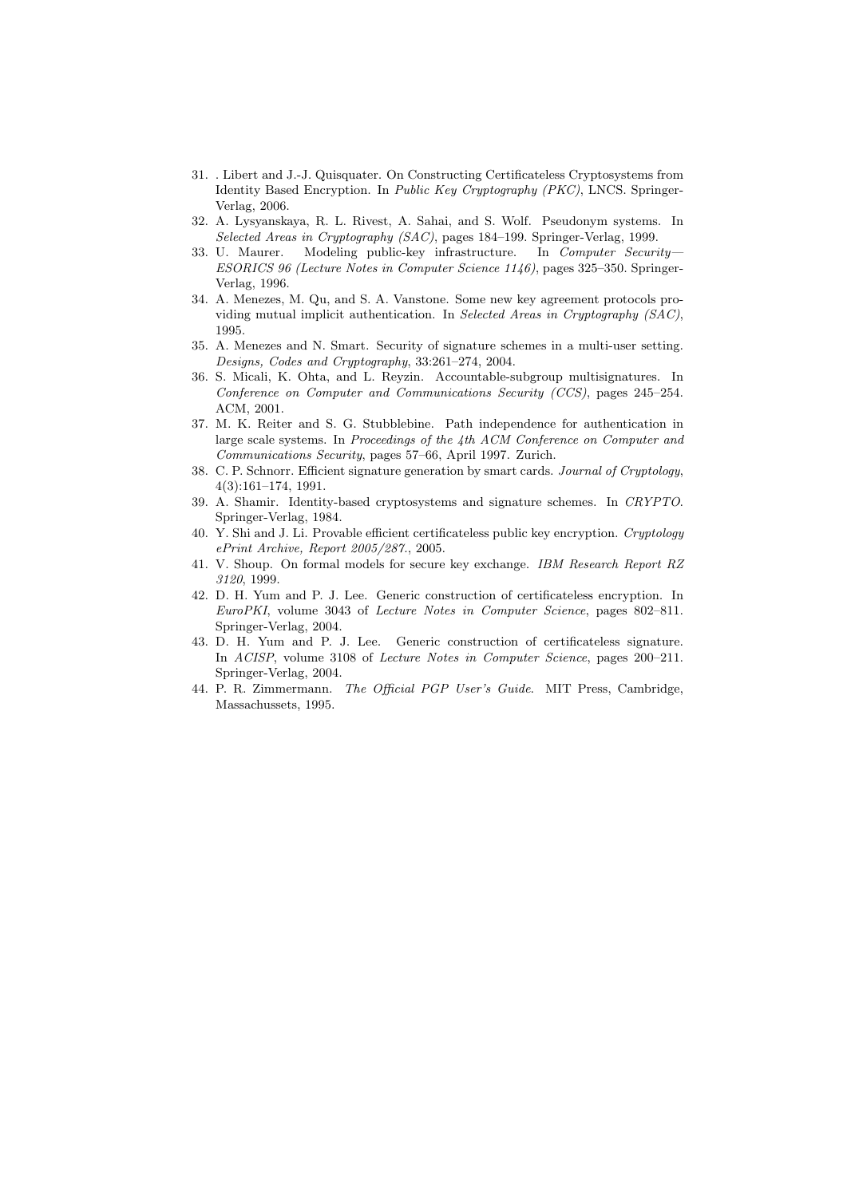31. . Libert and J.-J. Quisquater. On Constructing Certificateless Cryptosystems from Identity Based Encryption. In *Public Key Cryptography (PKC)*, LNCS. Springer-Verlag, 2006.
32. A. Lysyanskaya, R. L. Rivest, A. Sahai, and S. Wolf. Pseudonym systems. In *Selected Areas in Cryptography (SAC)*, pages 184–199. Springer-Verlag, 1999.
33. U. Maurer. Modeling public-key infrastructure. In *Computer Security—ESORICS 96 (Lecture Notes in Computer Science 1146)*, pages 325–350. Springer-Verlag, 1996.
34. A. Menezes, M. Qu, and S. A. Vanstone. Some new key agreement protocols providing mutual implicit authentication. In *Selected Areas in Cryptography (SAC)*, 1995.
35. A. Menezes and N. Smart. Security of signature schemes in a multi-user setting. *Designs, Codes and Cryptography*, 33:261–274, 2004.
36. S. Micali, K. Ohta, and L. Reyzin. Accountable-subgroup multisignatures. In *Conference on Computer and Communications Security (CCS)*, pages 245–254. ACM, 2001.
37. M. K. Reiter and S. G. Stubblebine. Path independence for authentication in large scale systems. In *Proceedings of the 4th ACM Conference on Computer and Communications Security*, pages 57–66, April 1997. Zurich.
38. C. P. Schnorr. Efficient signature generation by smart cards. *Journal of Cryptology*, 4(3):161–174, 1991.
39. A. Shamir. Identity-based cryptosystems and signature schemes. In *CRYPTO*. Springer-Verlag, 1984.
40. Y. Shi and J. Li. Provable efficient certificateless public key encryption. *Cryptology ePrint Archive, Report 2005/287.*, 2005.
41. V. Shoup. On formal models for secure key exchange. *IBM Research Report RZ 3120*, 1999.
42. D. H. Yum and P. J. Lee. Generic construction of certificateless encryption. In *EuroPKI*, volume 3043 of *Lecture Notes in Computer Science*, pages 802–811. Springer-Verlag, 2004.
43. D. H. Yum and P. J. Lee. Generic construction of certificateless signature. In *ACISP*, volume 3108 of *Lecture Notes in Computer Science*, pages 200–211. Springer-Verlag, 2004.
44. P. R. Zimmermann. *The Official PGP User's Guide*. MIT Press, Cambridge, Massachussets, 1995.